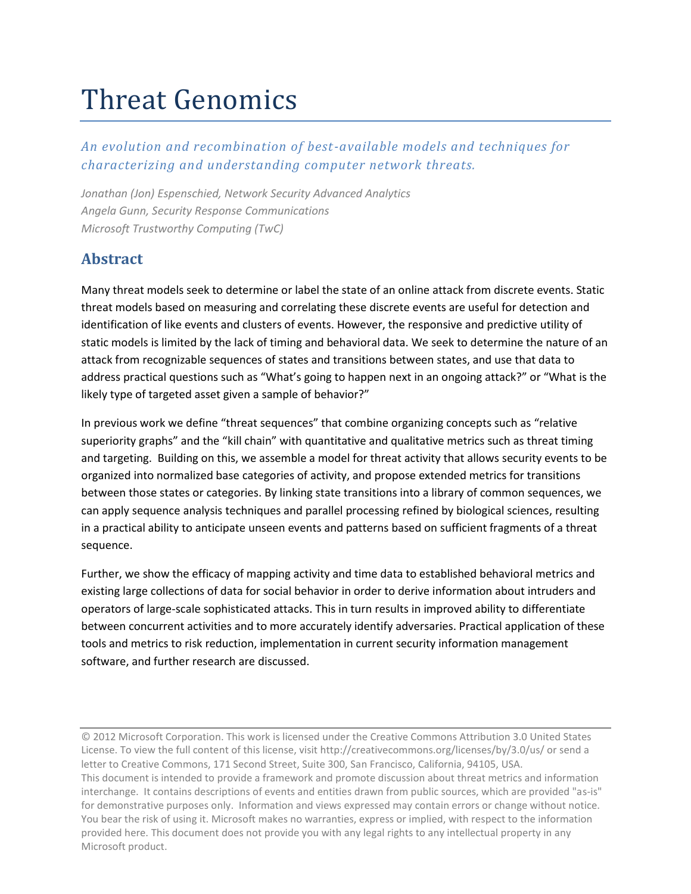# Threat Genomics

*An evolution and recombination of best-available models and techniques for characterizing and understanding computer network threats.*

*Jonathan (Jon) Espenschied, Network Security Advanced Analytics*
*Angela Gunn, Security Response Communications*
*Microsoft Trustworthy Computing (TwC)*

## Abstract

Many threat models seek to determine or label the state of an online attack from discrete events. Static threat models based on measuring and correlating these discrete events are useful for detection and identification of like events and clusters of events. However, the responsive and predictive utility of static models is limited by the lack of timing and behavioral data. We seek to determine the nature of an attack from recognizable sequences of states and transitions between states, and use that data to address practical questions such as "What's going to happen next in an ongoing attack?" or "What is the likely type of targeted asset given a sample of behavior?"

In previous work we define "threat sequences" that combine organizing concepts such as "relative superiority graphs" and the "kill chain" with quantitative and qualitative metrics such as threat timing and targeting. Building on this, we assemble a model for threat activity that allows security events to be organized into normalized base categories of activity, and propose extended metrics for transitions between those states or categories. By linking state transitions into a library of common sequences, we can apply sequence analysis techniques and parallel processing refined by biological sciences, resulting in a practical ability to anticipate unseen events and patterns based on sufficient fragments of a threat sequence.

Further, we show the efficacy of mapping activity and time data to established behavioral metrics and existing large collections of data for social behavior in order to derive information about intruders and operators of large-scale sophisticated attacks. This in turn results in improved ability to differentiate between concurrent activities and to more accurately identify adversaries. Practical application of these tools and metrics to risk reduction, implementation in current security information management software, and further research are discussed.

---

© 2012 Microsoft Corporation. This work is licensed under the Creative Commons Attribution 3.0 United States License. To view the full content of this license, visit http://creativecommons.org/licenses/by/3.0/us/ or send a letter to Creative Commons, 171 Second Street, Suite 300, San Francisco, California, 94105, USA.
This document is intended to provide a framework and promote discussion about threat metrics and information interchange. It contains descriptions of events and entities drawn from public sources, which are provided "as-is" for demonstrative purposes only. Information and views expressed may contain errors or change without notice. You bear the risk of using it. Microsoft makes no warranties, express or implied, with respect to the information provided here. This document does not provide you with any legal rights to any intellectual property in any Microsoft product.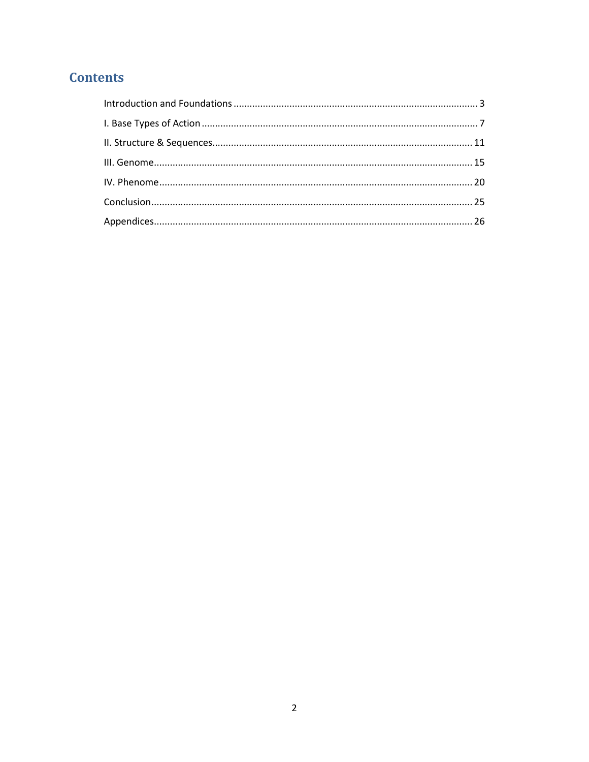## Contents

Introduction and Foundations ........................................................................................... 3

I. Base Types of Action ....................................................................................................... 7

II. Structure & Sequences................................................................................................. 11

III. Genome....................................................................................................................... 15

IV. Phenome..................................................................................................................... 20

Conclusion........................................................................................................................ 25

Appendices....................................................................................................................... 26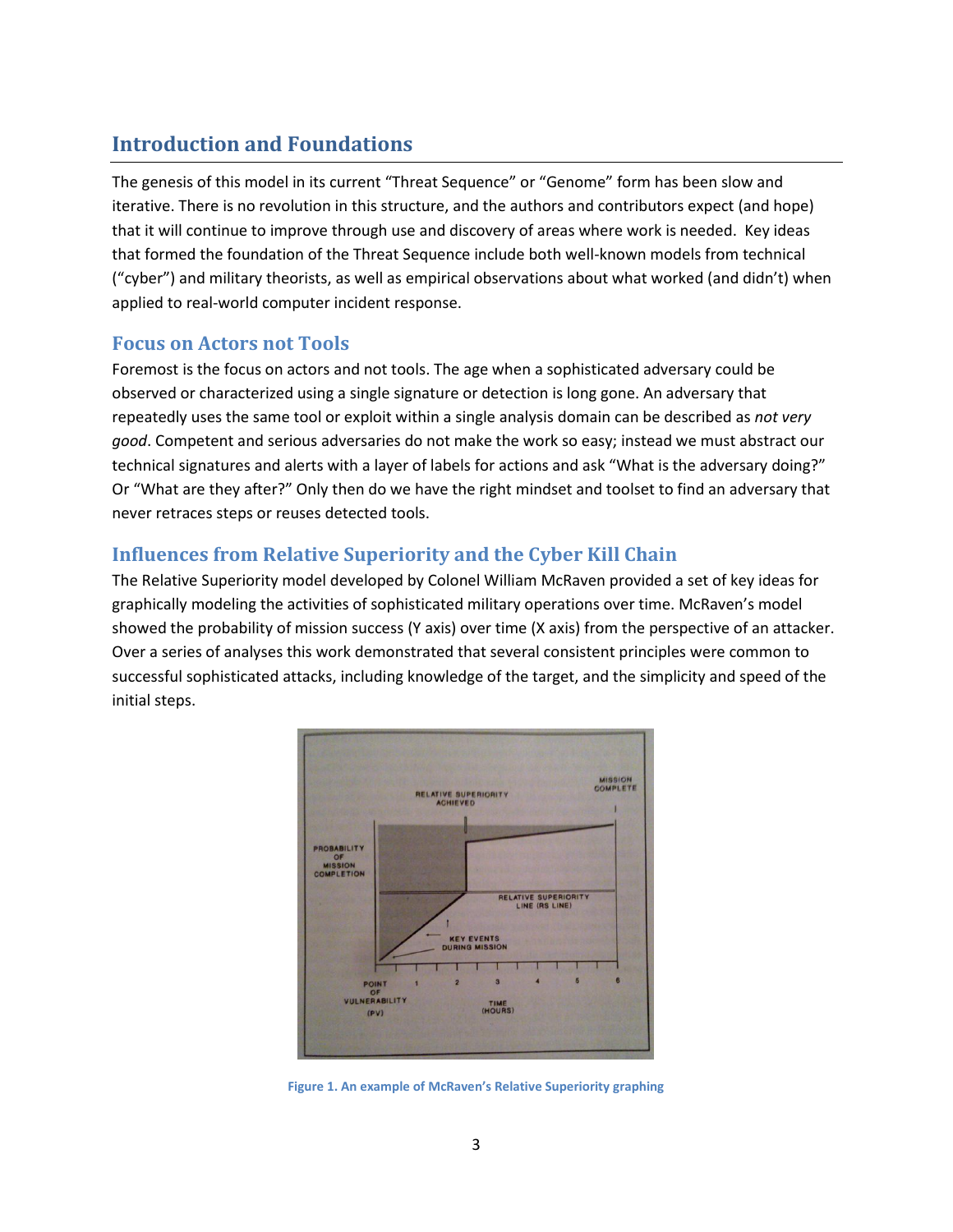## Introduction and Foundations

The genesis of this model in its current "Threat Sequence" or "Genome" form has been slow and iterative. There is no revolution in this structure, and the authors and contributors expect (and hope) that it will continue to improve through use and discovery of areas where work is needed. Key ideas that formed the foundation of the Threat Sequence include both well-known models from technical ("cyber") and military theorists, as well as empirical observations about what worked (and didn't) when applied to real-world computer incident response.

### Focus on Actors not Tools

Foremost is the focus on actors and not tools. The age when a sophisticated adversary could be observed or characterized using a single signature or detection is long gone. An adversary that repeatedly uses the same tool or exploit within a single analysis domain can be described as *not very good*. Competent and serious adversaries do not make the work so easy; instead we must abstract our technical signatures and alerts with a layer of labels for actions and ask "What is the adversary doing?" Or "What are they after?" Only then do we have the right mindset and toolset to find an adversary that never retraces steps or reuses detected tools.

### Influences from Relative Superiority and the Cyber Kill Chain

The Relative Superiority model developed by Colonel William McRaven provided a set of key ideas for graphically modeling the activities of sophisticated military operations over time. McRaven's model showed the probability of mission success (Y axis) over time (X axis) from the perspective of an attacker. Over a series of analyses this work demonstrated that several consistent principles were common to successful sophisticated attacks, including knowledge of the target, and the simplicity and speed of the initial steps.

Figure 1. An example of McRaven's Relative Superiority graphing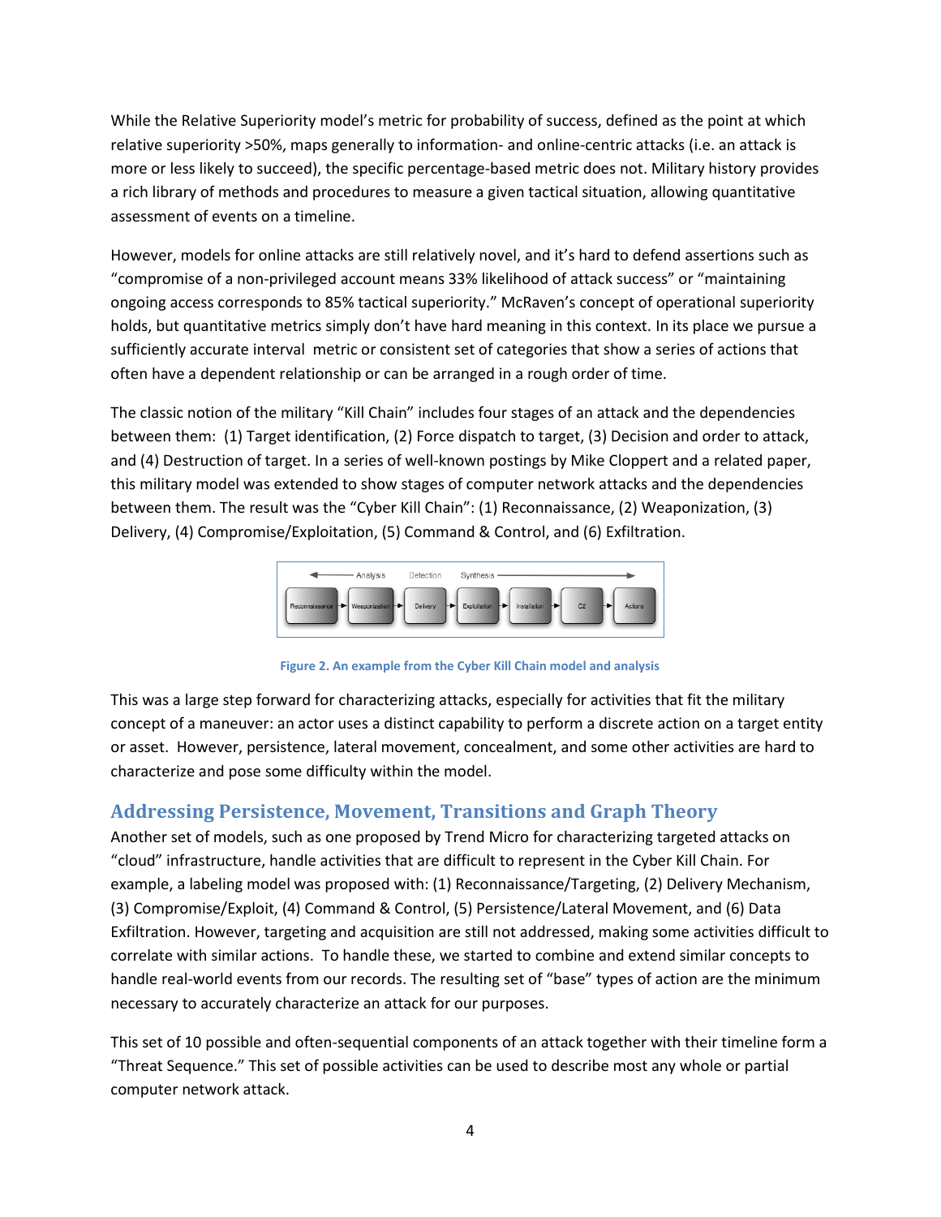While the Relative Superiority model's metric for probability of success, defined as the point at which relative superiority >50%, maps generally to information- and online-centric attacks (i.e. an attack is more or less likely to succeed), the specific percentage-based metric does not. Military history provides a rich library of methods and procedures to measure a given tactical situation, allowing quantitative assessment of events on a timeline.

However, models for online attacks are still relatively novel, and it's hard to defend assertions such as "compromise of a non-privileged account means 33% likelihood of attack success" or "maintaining ongoing access corresponds to 85% tactical superiority." McRaven's concept of operational superiority holds, but quantitative metrics simply don't have hard meaning in this context. In its place we pursue a sufficiently accurate interval metric or consistent set of categories that show a series of actions that often have a dependent relationship or can be arranged in a rough order of time.

The classic notion of the military "Kill Chain" includes four stages of an attack and the dependencies between them: (1) Target identification, (2) Force dispatch to target, (3) Decision and order to attack, and (4) Destruction of target. In a series of well-known postings by Mike Cloppert and a related paper, this military model was extended to show stages of computer network attacks and the dependencies between them. The result was the "Cyber Kill Chain": (1) Reconnaissance, (2) Weaponization, (3) Delivery, (4) Compromise/Exploitation, (5) Command & Control, and (6) Exfiltration.

Analysis — Detection — Synthesis

Reconnaissance → Weaponization → Delivery → Exploitation → Installation → C2 → Actions

**Figure 2. An example from the Cyber Kill Chain model and analysis**

This was a large step forward for characterizing attacks, especially for activities that fit the military concept of a maneuver: an actor uses a distinct capability to perform a discrete action on a target entity or asset. However, persistence, lateral movement, concealment, and some other activities are hard to characterize and pose some difficulty within the model.

## Addressing Persistence, Movement, Transitions and Graph Theory

Another set of models, such as one proposed by Trend Micro for characterizing targeted attacks on "cloud" infrastructure, handle activities that are difficult to represent in the Cyber Kill Chain. For example, a labeling model was proposed with: (1) Reconnaissance/Targeting, (2) Delivery Mechanism, (3) Compromise/Exploit, (4) Command & Control, (5) Persistence/Lateral Movement, and (6) Data Exfiltration. However, targeting and acquisition are still not addressed, making some activities difficult to correlate with similar actions. To handle these, we started to combine and extend similar concepts to handle real-world events from our records. The resulting set of "base" types of action are the minimum necessary to accurately characterize an attack for our purposes.

This set of 10 possible and often-sequential components of an attack together with their timeline form a "Threat Sequence." This set of possible activities can be used to describe most any whole or partial computer network attack.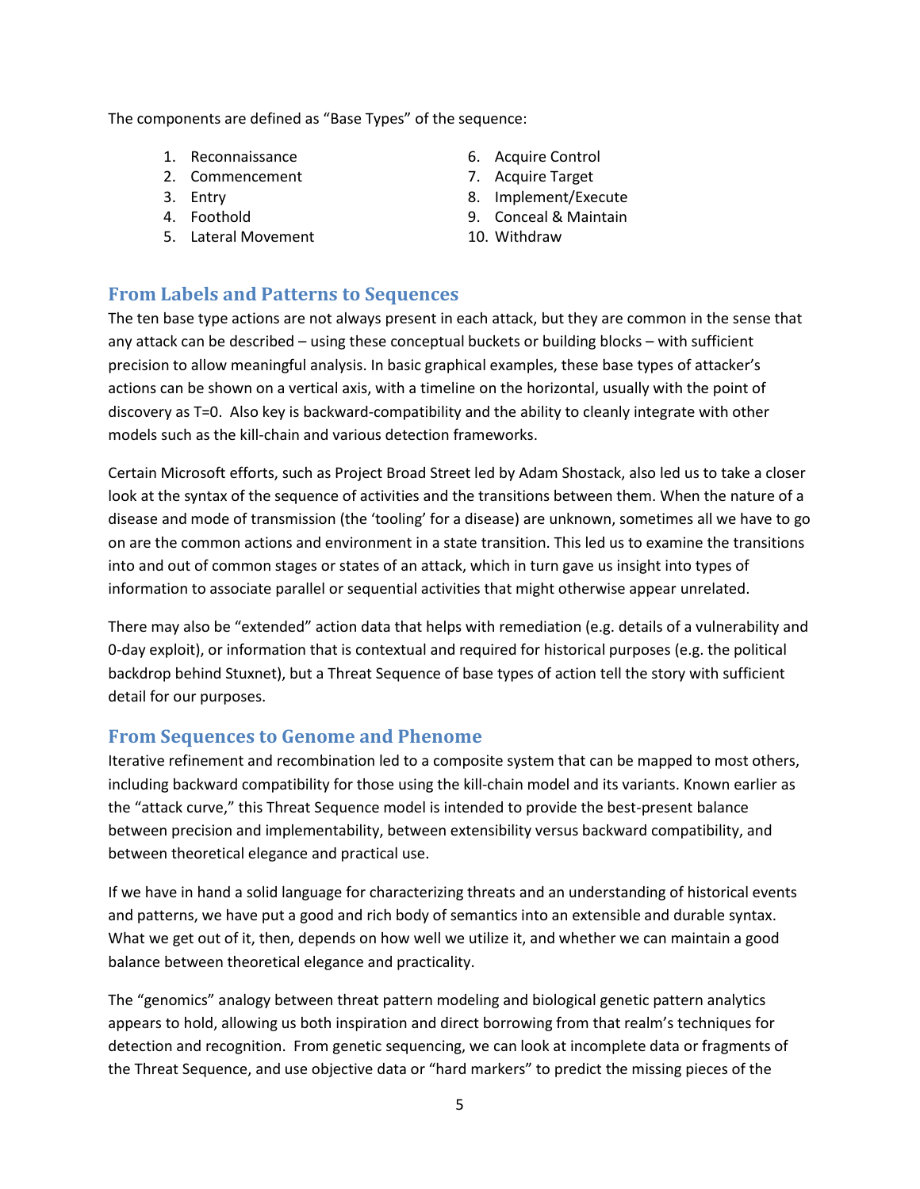The components are defined as "Base Types" of the sequence:

1. Reconnaissance
2. Commencement
3. Entry
4. Foothold
5. Lateral Movement
6. Acquire Control
7. Acquire Target
8. Implement/Execute
9. Conceal & Maintain
10. Withdraw

## From Labels and Patterns to Sequences

The ten base type actions are not always present in each attack, but they are common in the sense that any attack can be described – using these conceptual buckets or building blocks – with sufficient precision to allow meaningful analysis. In basic graphical examples, these base types of attacker's actions can be shown on a vertical axis, with a timeline on the horizontal, usually with the point of discovery as T=0. Also key is backward-compatibility and the ability to cleanly integrate with other models such as the kill-chain and various detection frameworks.

Certain Microsoft efforts, such as Project Broad Street led by Adam Shostack, also led us to take a closer look at the syntax of the sequence of activities and the transitions between them. When the nature of a disease and mode of transmission (the 'tooling' for a disease) are unknown, sometimes all we have to go on are the common actions and environment in a state transition. This led us to examine the transitions into and out of common stages or states of an attack, which in turn gave us insight into types of information to associate parallel or sequential activities that might otherwise appear unrelated.

There may also be "extended" action data that helps with remediation (e.g. details of a vulnerability and 0-day exploit), or information that is contextual and required for historical purposes (e.g. the political backdrop behind Stuxnet), but a Threat Sequence of base types of action tell the story with sufficient detail for our purposes.

## From Sequences to Genome and Phenome

Iterative refinement and recombination led to a composite system that can be mapped to most others, including backward compatibility for those using the kill-chain model and its variants. Known earlier as the "attack curve," this Threat Sequence model is intended to provide the best-present balance between precision and implementability, between extensibility versus backward compatibility, and between theoretical elegance and practical use.

If we have in hand a solid language for characterizing threats and an understanding of historical events and patterns, we have put a good and rich body of semantics into an extensible and durable syntax. What we get out of it, then, depends on how well we utilize it, and whether we can maintain a good balance between theoretical elegance and practicality.

The "genomics" analogy between threat pattern modeling and biological genetic pattern analytics appears to hold, allowing us both inspiration and direct borrowing from that realm's techniques for detection and recognition. From genetic sequencing, we can look at incomplete data or fragments of the Threat Sequence, and use objective data or "hard markers" to predict the missing pieces of the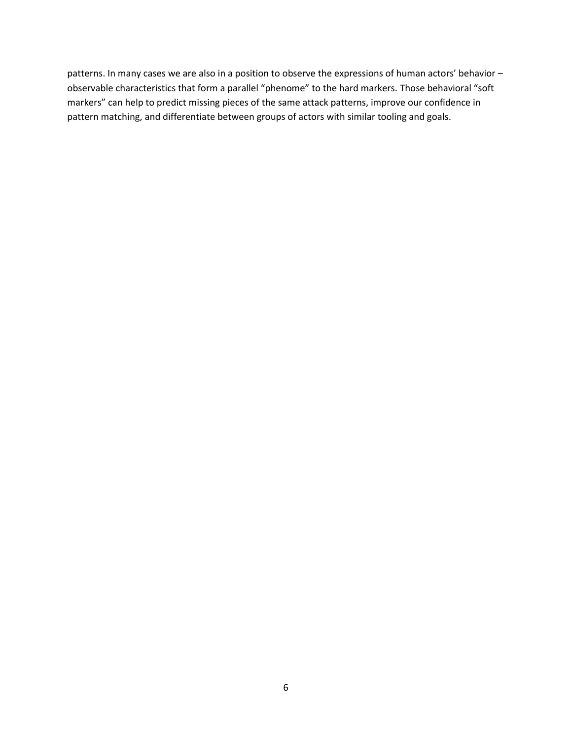patterns. In many cases we are also in a position to observe the expressions of human actors' behavior – observable characteristics that form a parallel "phenome" to the hard markers. Those behavioral "soft markers" can help to predict missing pieces of the same attack patterns, improve our confidence in pattern matching, and differentiate between groups of actors with similar tooling and goals.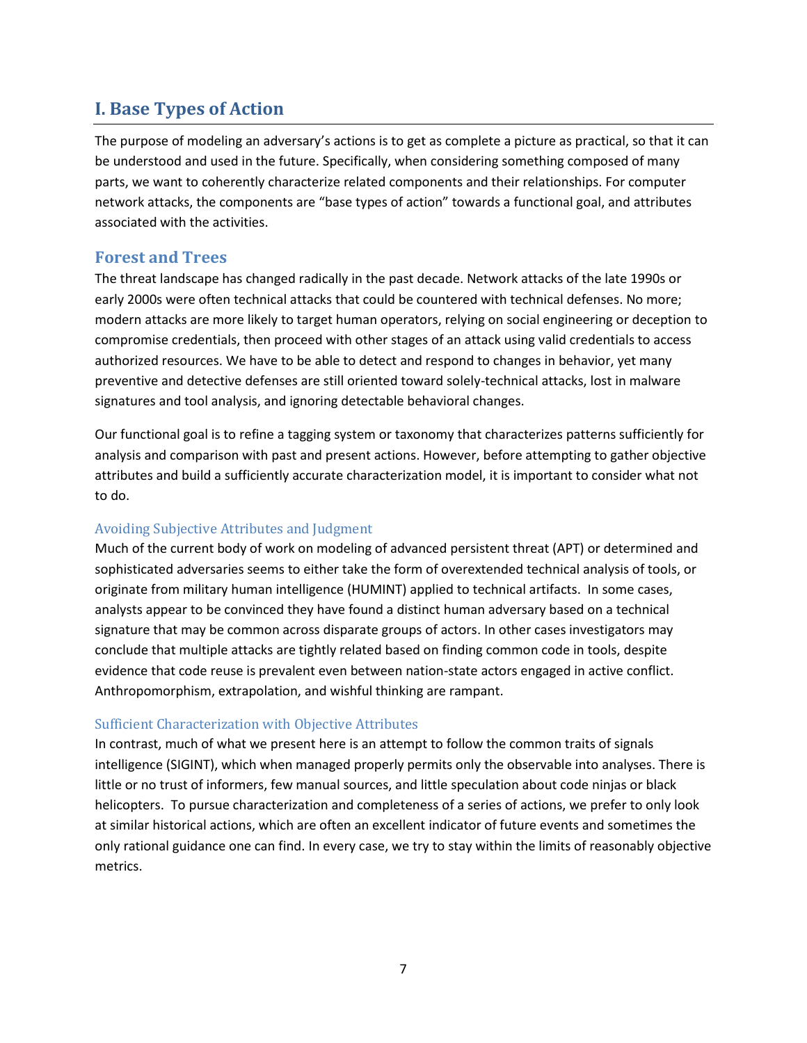# I. Base Types of Action

The purpose of modeling an adversary's actions is to get as complete a picture as practical, so that it can be understood and used in the future. Specifically, when considering something composed of many parts, we want to coherently characterize related components and their relationships. For computer network attacks, the components are "base types of action" towards a functional goal, and attributes associated with the activities.

## Forest and Trees

The threat landscape has changed radically in the past decade. Network attacks of the late 1990s or early 2000s were often technical attacks that could be countered with technical defenses. No more; modern attacks are more likely to target human operators, relying on social engineering or deception to compromise credentials, then proceed with other stages of an attack using valid credentials to access authorized resources. We have to be able to detect and respond to changes in behavior, yet many preventive and detective defenses are still oriented toward solely-technical attacks, lost in malware signatures and tool analysis, and ignoring detectable behavioral changes.

Our functional goal is to refine a tagging system or taxonomy that characterizes patterns sufficiently for analysis and comparison with past and present actions. However, before attempting to gather objective attributes and build a sufficiently accurate characterization model, it is important to consider what not to do.

### Avoiding Subjective Attributes and Judgment

Much of the current body of work on modeling of advanced persistent threat (APT) or determined and sophisticated adversaries seems to either take the form of overextended technical analysis of tools, or originate from military human intelligence (HUMINT) applied to technical artifacts. In some cases, analysts appear to be convinced they have found a distinct human adversary based on a technical signature that may be common across disparate groups of actors. In other cases investigators may conclude that multiple attacks are tightly related based on finding common code in tools, despite evidence that code reuse is prevalent even between nation-state actors engaged in active conflict. Anthropomorphism, extrapolation, and wishful thinking are rampant.

### Sufficient Characterization with Objective Attributes

In contrast, much of what we present here is an attempt to follow the common traits of signals intelligence (SIGINT), which when managed properly permits only the observable into analyses. There is little or no trust of informers, few manual sources, and little speculation about code ninjas or black helicopters. To pursue characterization and completeness of a series of actions, we prefer to only look at similar historical actions, which are often an excellent indicator of future events and sometimes the only rational guidance one can find. In every case, we try to stay within the limits of reasonably objective metrics.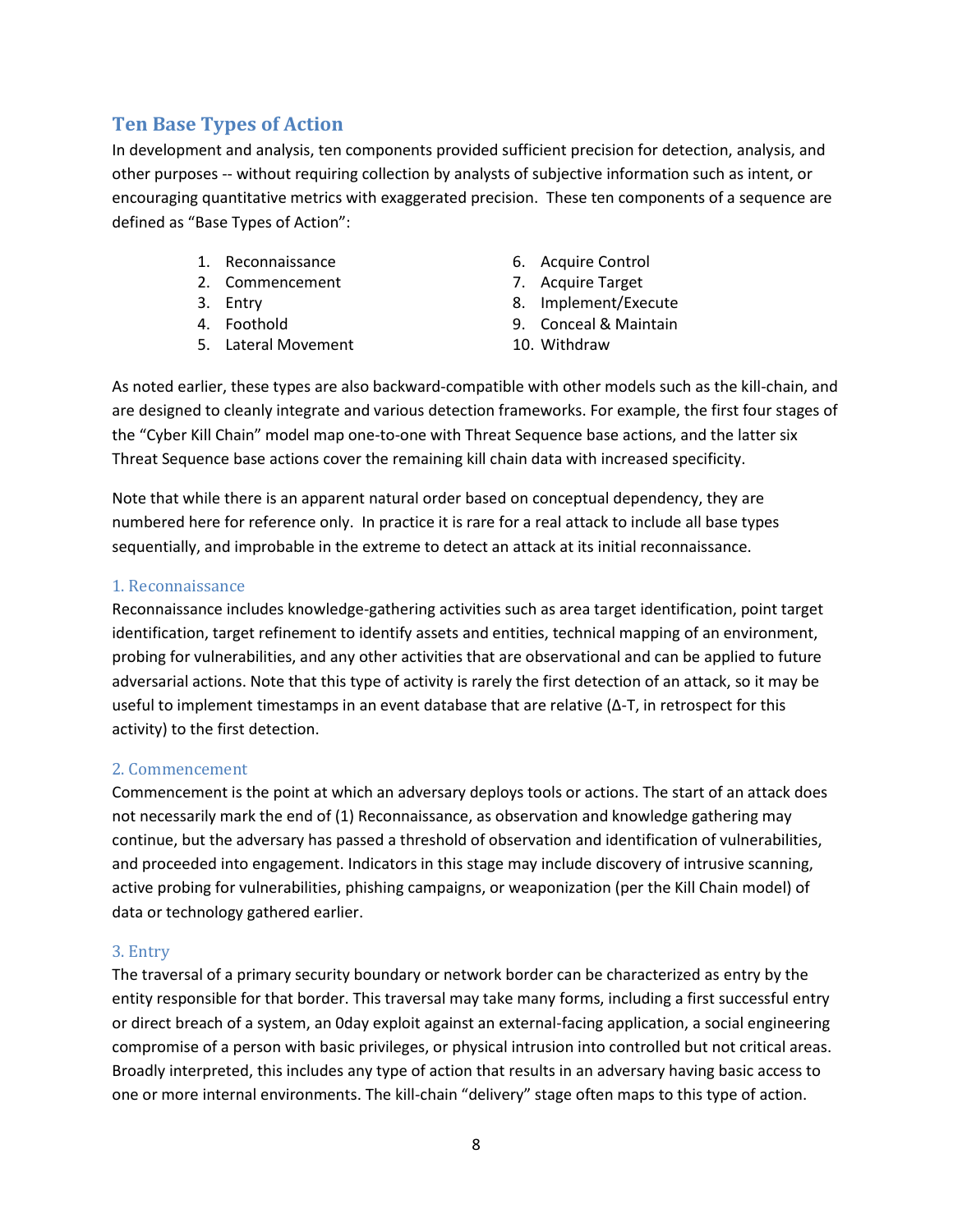## Ten Base Types of Action

In development and analysis, ten components provided sufficient precision for detection, analysis, and other purposes -- without requiring collection by analysts of subjective information such as intent, or encouraging quantitative metrics with exaggerated precision. These ten components of a sequence are defined as "Base Types of Action":

1. Reconnaissance
2. Commencement
3. Entry
4. Foothold
5. Lateral Movement
6. Acquire Control
7. Acquire Target
8. Implement/Execute
9. Conceal & Maintain
10. Withdraw

As noted earlier, these types are also backward-compatible with other models such as the kill-chain, and are designed to cleanly integrate and various detection frameworks. For example, the first four stages of the "Cyber Kill Chain" model map one-to-one with Threat Sequence base actions, and the latter six Threat Sequence base actions cover the remaining kill chain data with increased specificity.

Note that while there is an apparent natural order based on conceptual dependency, they are numbered here for reference only. In practice it is rare for a real attack to include all base types sequentially, and improbable in the extreme to detect an attack at its initial reconnaissance.

### 1. Reconnaissance

Reconnaissance includes knowledge-gathering activities such as area target identification, point target identification, target refinement to identify assets and entities, technical mapping of an environment, probing for vulnerabilities, and any other activities that are observational and can be applied to future adversarial actions. Note that this type of activity is rarely the first detection of an attack, so it may be useful to implement timestamps in an event database that are relative ($\Delta$-T, in retrospect for this activity) to the first detection.

### 2. Commencement

Commencement is the point at which an adversary deploys tools or actions. The start of an attack does not necessarily mark the end of (1) Reconnaissance, as observation and knowledge gathering may continue, but the adversary has passed a threshold of observation and identification of vulnerabilities, and proceeded into engagement. Indicators in this stage may include discovery of intrusive scanning, active probing for vulnerabilities, phishing campaigns, or weaponization (per the Kill Chain model) of data or technology gathered earlier.

### 3. Entry

The traversal of a primary security boundary or network border can be characterized as entry by the entity responsible for that border. This traversal may take many forms, including a first successful entry or direct breach of a system, an 0day exploit against an external-facing application, a social engineering compromise of a person with basic privileges, or physical intrusion into controlled but not critical areas. Broadly interpreted, this includes any type of action that results in an adversary having basic access to one or more internal environments. The kill-chain "delivery" stage often maps to this type of action.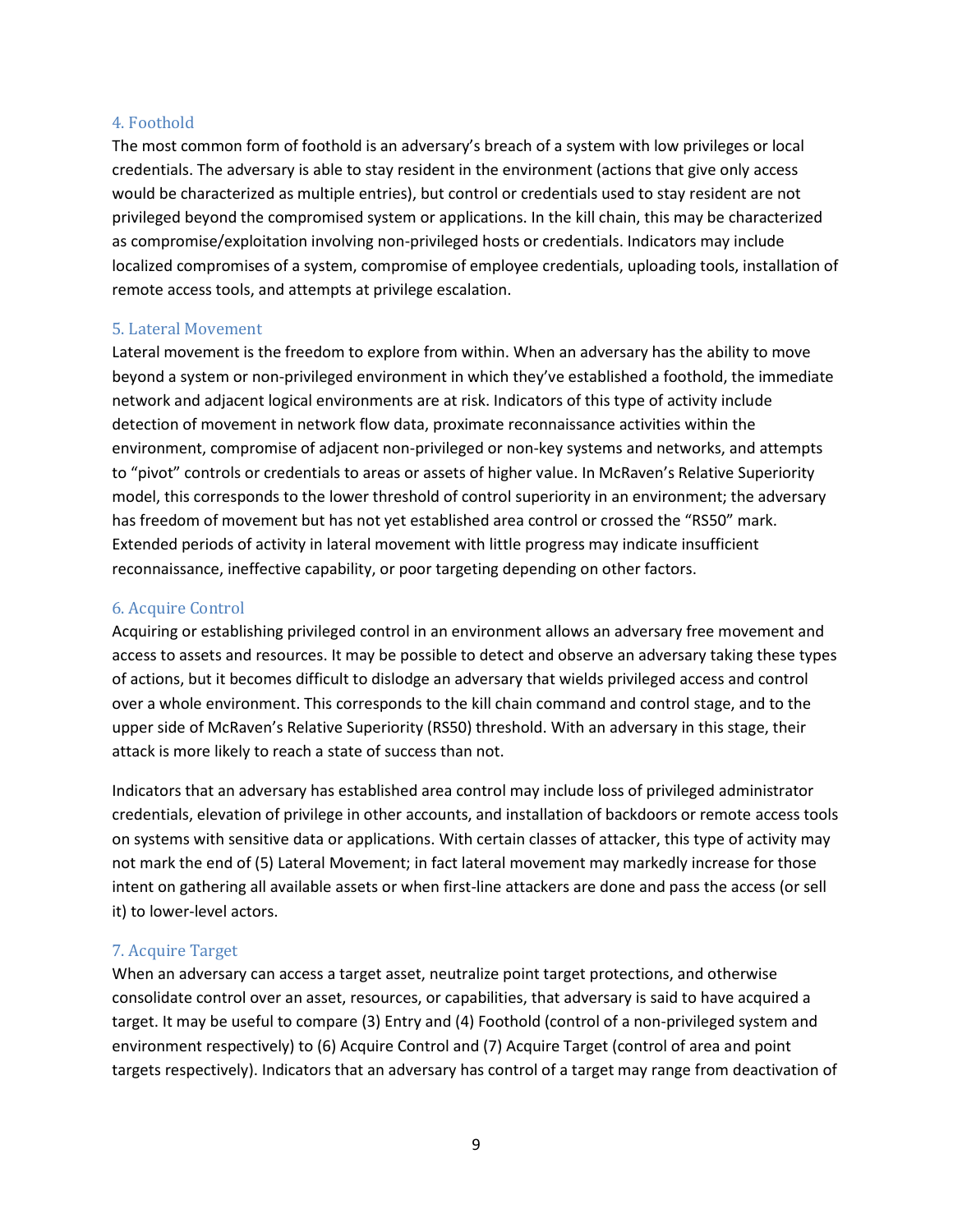### 4. Foothold

The most common form of foothold is an adversary's breach of a system with low privileges or local credentials. The adversary is able to stay resident in the environment (actions that give only access would be characterized as multiple entries), but control or credentials used to stay resident are not privileged beyond the compromised system or applications. In the kill chain, this may be characterized as compromise/exploitation involving non-privileged hosts or credentials. Indicators may include localized compromises of a system, compromise of employee credentials, uploading tools, installation of remote access tools, and attempts at privilege escalation.

### 5. Lateral Movement

Lateral movement is the freedom to explore from within. When an adversary has the ability to move beyond a system or non-privileged environment in which they've established a foothold, the immediate network and adjacent logical environments are at risk. Indicators of this type of activity include detection of movement in network flow data, proximate reconnaissance activities within the environment, compromise of adjacent non-privileged or non-key systems and networks, and attempts to "pivot" controls or credentials to areas or assets of higher value. In McRaven's Relative Superiority model, this corresponds to the lower threshold of control superiority in an environment; the adversary has freedom of movement but has not yet established area control or crossed the "RS50" mark. Extended periods of activity in lateral movement with little progress may indicate insufficient reconnaissance, ineffective capability, or poor targeting depending on other factors.

### 6. Acquire Control

Acquiring or establishing privileged control in an environment allows an adversary free movement and access to assets and resources. It may be possible to detect and observe an adversary taking these types of actions, but it becomes difficult to dislodge an adversary that wields privileged access and control over a whole environment. This corresponds to the kill chain command and control stage, and to the upper side of McRaven's Relative Superiority (RS50) threshold. With an adversary in this stage, their attack is more likely to reach a state of success than not.

Indicators that an adversary has established area control may include loss of privileged administrator credentials, elevation of privilege in other accounts, and installation of backdoors or remote access tools on systems with sensitive data or applications. With certain classes of attacker, this type of activity may not mark the end of (5) Lateral Movement; in fact lateral movement may markedly increase for those intent on gathering all available assets or when first-line attackers are done and pass the access (or sell it) to lower-level actors.

### 7. Acquire Target

When an adversary can access a target asset, neutralize point target protections, and otherwise consolidate control over an asset, resources, or capabilities, that adversary is said to have acquired a target. It may be useful to compare (3) Entry and (4) Foothold (control of a non-privileged system and environment respectively) to (6) Acquire Control and (7) Acquire Target (control of area and point targets respectively). Indicators that an adversary has control of a target may range from deactivation of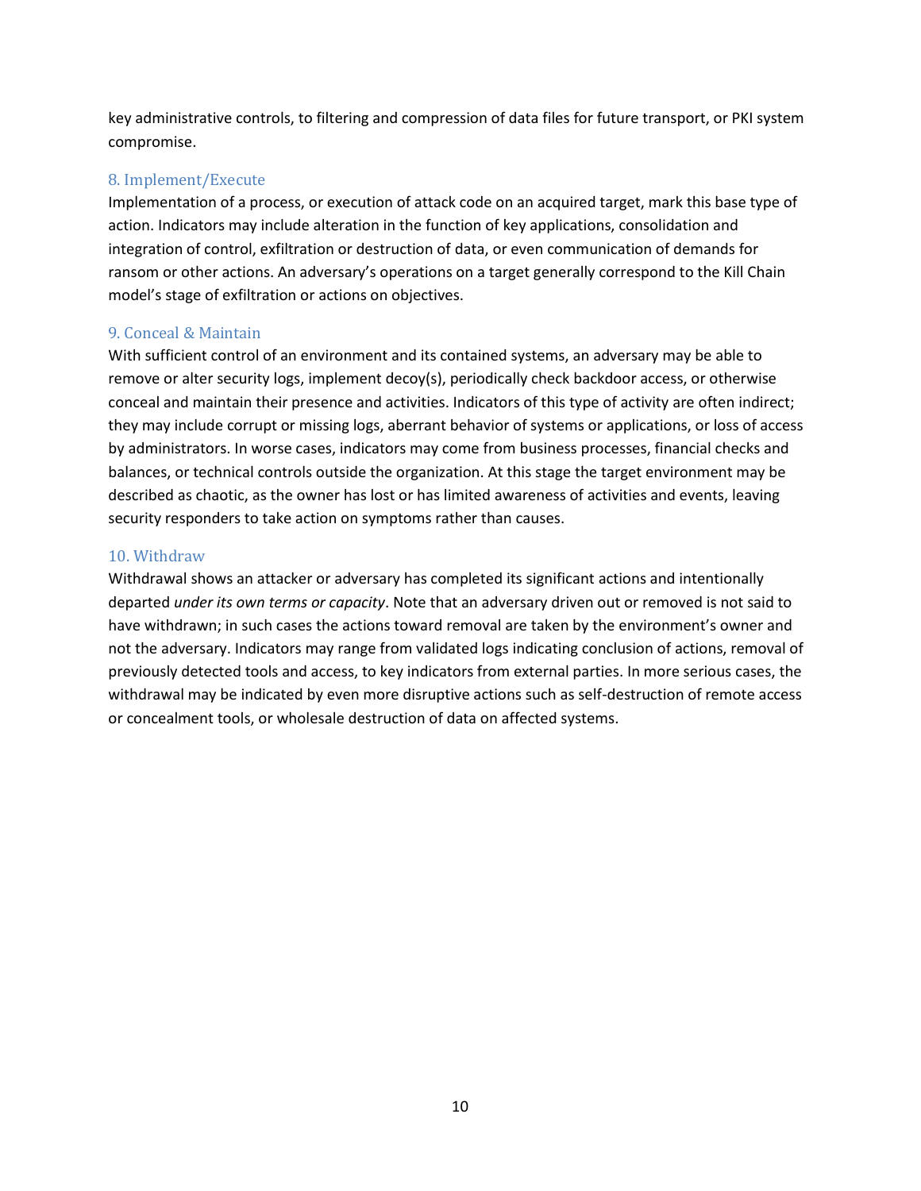key administrative controls, to filtering and compression of data files for future transport, or PKI system compromise.

### 8. Implement/Execute

Implementation of a process, or execution of attack code on an acquired target, mark this base type of action. Indicators may include alteration in the function of key applications, consolidation and integration of control, exfiltration or destruction of data, or even communication of demands for ransom or other actions. An adversary's operations on a target generally correspond to the Kill Chain model's stage of exfiltration or actions on objectives.

### 9. Conceal & Maintain

With sufficient control of an environment and its contained systems, an adversary may be able to remove or alter security logs, implement decoy(s), periodically check backdoor access, or otherwise conceal and maintain their presence and activities. Indicators of this type of activity are often indirect; they may include corrupt or missing logs, aberrant behavior of systems or applications, or loss of access by administrators. In worse cases, indicators may come from business processes, financial checks and balances, or technical controls outside the organization. At this stage the target environment may be described as chaotic, as the owner has lost or has limited awareness of activities and events, leaving security responders to take action on symptoms rather than causes.

### 10. Withdraw

Withdrawal shows an attacker or adversary has completed its significant actions and intentionally departed *under its own terms or capacity*. Note that an adversary driven out or removed is not said to have withdrawn; in such cases the actions toward removal are taken by the environment's owner and not the adversary. Indicators may range from validated logs indicating conclusion of actions, removal of previously detected tools and access, to key indicators from external parties. In more serious cases, the withdrawal may be indicated by even more disruptive actions such as self-destruction of remote access or concealment tools, or wholesale destruction of data on affected systems.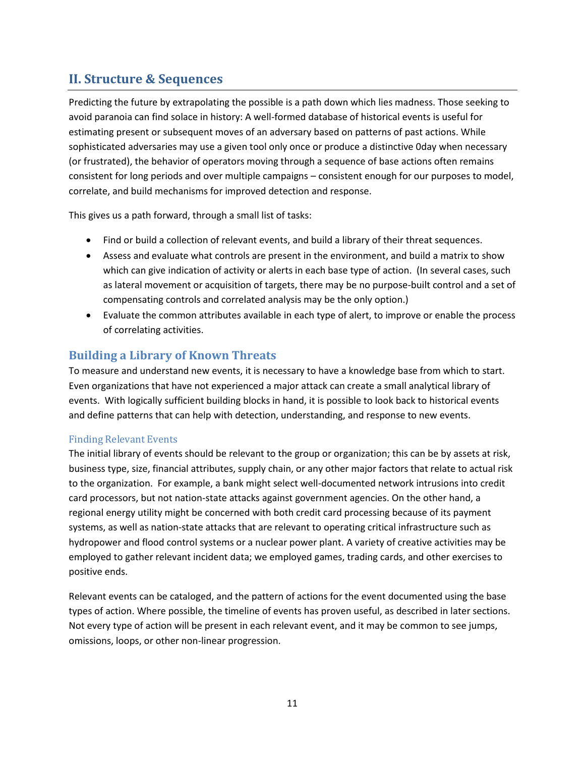## II. Structure & Sequences

Predicting the future by extrapolating the possible is a path down which lies madness. Those seeking to avoid paranoia can find solace in history: A well-formed database of historical events is useful for estimating present or subsequent moves of an adversary based on patterns of past actions. While sophisticated adversaries may use a given tool only once or produce a distinctive 0day when necessary (or frustrated), the behavior of operators moving through a sequence of base actions often remains consistent for long periods and over multiple campaigns – consistent enough for our purposes to model, correlate, and build mechanisms for improved detection and response.

This gives us a path forward, through a small list of tasks:

- Find or build a collection of relevant events, and build a library of their threat sequences.
- Assess and evaluate what controls are present in the environment, and build a matrix to show which can give indication of activity or alerts in each base type of action. (In several cases, such as lateral movement or acquisition of targets, there may be no purpose-built control and a set of compensating controls and correlated analysis may be the only option.)
- Evaluate the common attributes available in each type of alert, to improve or enable the process of correlating activities.

### Building a Library of Known Threats

To measure and understand new events, it is necessary to have a knowledge base from which to start. Even organizations that have not experienced a major attack can create a small analytical library of events. With logically sufficient building blocks in hand, it is possible to look back to historical events and define patterns that can help with detection, understanding, and response to new events.

#### Finding Relevant Events

The initial library of events should be relevant to the group or organization; this can be by assets at risk, business type, size, financial attributes, supply chain, or any other major factors that relate to actual risk to the organization. For example, a bank might select well-documented network intrusions into credit card processors, but not nation-state attacks against government agencies. On the other hand, a regional energy utility might be concerned with both credit card processing because of its payment systems, as well as nation-state attacks that are relevant to operating critical infrastructure such as hydropower and flood control systems or a nuclear power plant. A variety of creative activities may be employed to gather relevant incident data; we employed games, trading cards, and other exercises to positive ends.

Relevant events can be cataloged, and the pattern of actions for the event documented using the base types of action. Where possible, the timeline of events has proven useful, as described in later sections. Not every type of action will be present in each relevant event, and it may be common to see jumps, omissions, loops, or other non-linear progression.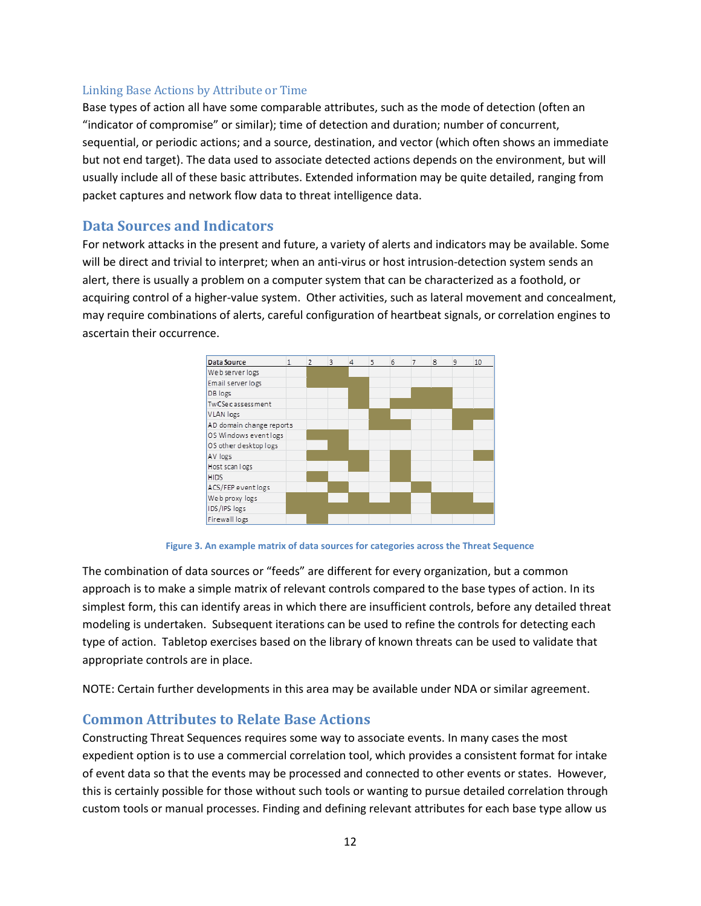### Linking Base Actions by Attribute or Time

Base types of action all have some comparable attributes, such as the mode of detection (often an "indicator of compromise" or similar); time of detection and duration; number of concurrent, sequential, or periodic actions; and a source, destination, and vector (which often shows an immediate but not end target). The data used to associate detected actions depends on the environment, but will usually include all of these basic attributes. Extended information may be quite detailed, ranging from packet captures and network flow data to threat intelligence data.

## Data Sources and Indicators

For network attacks in the present and future, a variety of alerts and indicators may be available. Some will be direct and trivial to interpret; when an anti-virus or host intrusion-detection system sends an alert, there is usually a problem on a computer system that can be characterized as a foothold, or acquiring control of a higher-value system. Other activities, such as lateral movement and concealment, may require combinations of alerts, careful configuration of heartbeat signals, or correlation engines to ascertain their occurrence.

| Data Source | 1 | 2 | 3 | 4 | 5 | 6 | 7 | 8 | 9 | 10 |
|---|---|---|---|---|---|---|---|---|---|---|
| Web server logs | | ■ | ■ | | | | | | | |
| Email server logs | | ■ | ■ | ■ | | | | | | |
| DB logs | | | | ■ | | | ■ | ■ | | |
| TwCSec assessment | | | | ■ | | ■ | ■ | ■ | | |
| VLAN logs | | | | | ■ | | | | ■ | ■ |
| AD domain change reports | | | | | ■ | ■ | | | ■ | |
| OS Windows event logs | | ■ | ■ | | | | | | | |
| OS other desktop logs | | | ■ | | | | | | | |
| AV logs | | ■ | ■ | ■ | | ■ | | | | ■ |
| Host scan logs | | | | ■ | | ■ | | | | |
| HIDS | | ■ | | | | ■ | | | | |
| ACS/FEP event logs | | | ■ | | | | ■ | | | |
| Web proxy logs | ■ | ■ | | ■ | | ■ | | ■ | ■ | |
| IDS/IPS logs | ■ | ■ | ■ | ■ | ■ | ■ | ■ | ■ | ■ | ■ |
| Firewall logs | | ■ | | | | | | | | |

Figure 3. An example matrix of data sources for categories across the Threat Sequence

The combination of data sources or "feeds" are different for every organization, but a common approach is to make a simple matrix of relevant controls compared to the base types of action. In its simplest form, this can identify areas in which there are insufficient controls, before any detailed threat modeling is undertaken. Subsequent iterations can be used to refine the controls for detecting each type of action. Tabletop exercises based on the library of known threats can be used to validate that appropriate controls are in place.

NOTE: Certain further developments in this area may be available under NDA or similar agreement.

## Common Attributes to Relate Base Actions

Constructing Threat Sequences requires some way to associate events. In many cases the most expedient option is to use a commercial correlation tool, which provides a consistent format for intake of event data so that the events may be processed and connected to other events or states. However, this is certainly possible for those without such tools or wanting to pursue detailed correlation through custom tools or manual processes. Finding and defining relevant attributes for each base type allow us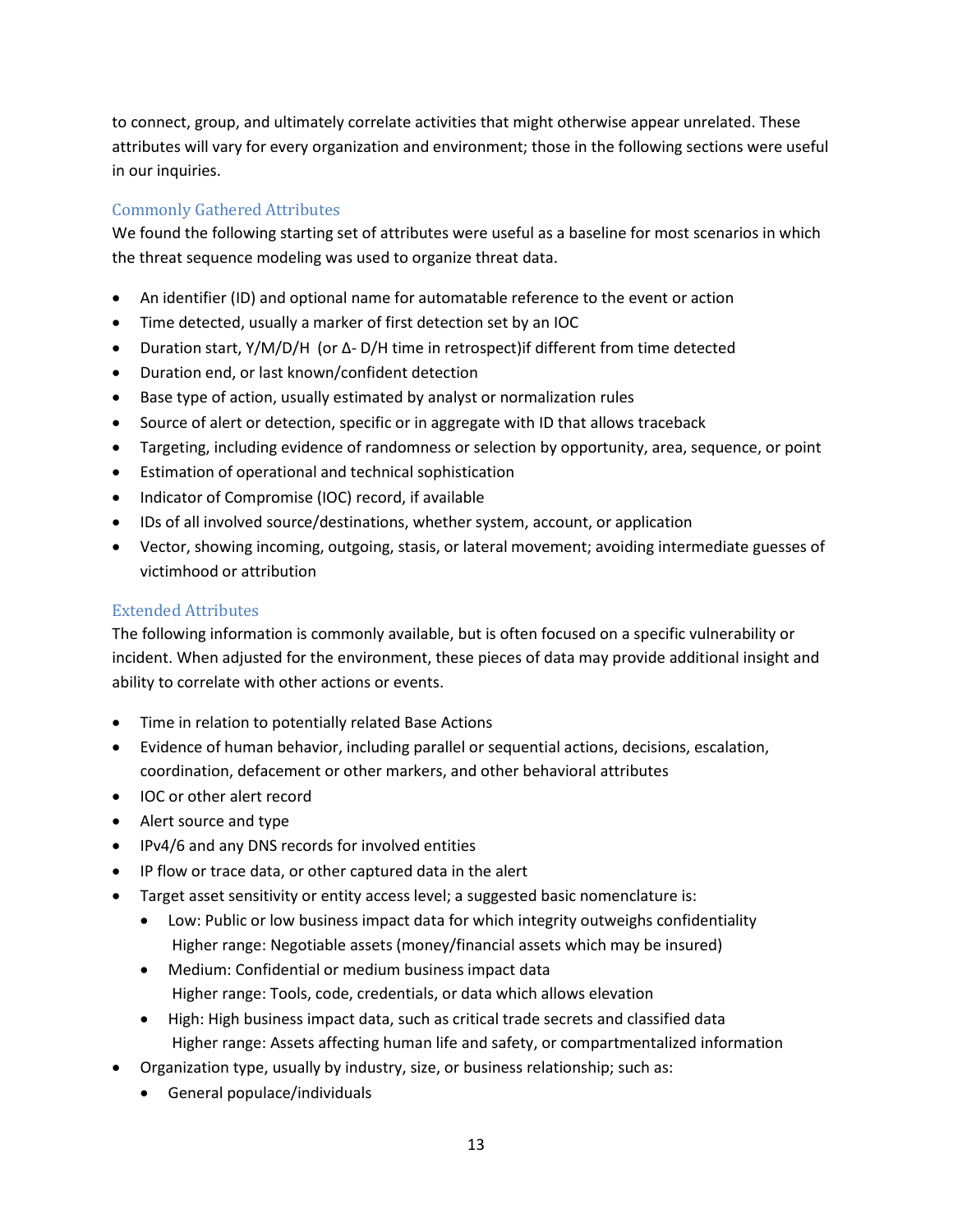to connect, group, and ultimately correlate activities that might otherwise appear unrelated. These attributes will vary for every organization and environment; those in the following sections were useful in our inquiries.

### Commonly Gathered Attributes

We found the following starting set of attributes were useful as a baseline for most scenarios in which the threat sequence modeling was used to organize threat data.

- An identifier (ID) and optional name for automatable reference to the event or action
- Time detected, usually a marker of first detection set by an IOC
- Duration start, Y/M/D/H (or Δ- D/H time in retrospect)if different from time detected
- Duration end, or last known/confident detection
- Base type of action, usually estimated by analyst or normalization rules
- Source of alert or detection, specific or in aggregate with ID that allows traceback
- Targeting, including evidence of randomness or selection by opportunity, area, sequence, or point
- Estimation of operational and technical sophistication
- Indicator of Compromise (IOC) record, if available
- IDs of all involved source/destinations, whether system, account, or application
- Vector, showing incoming, outgoing, stasis, or lateral movement; avoiding intermediate guesses of victimhood or attribution

### Extended Attributes

The following information is commonly available, but is often focused on a specific vulnerability or incident. When adjusted for the environment, these pieces of data may provide additional insight and ability to correlate with other actions or events.

- Time in relation to potentially related Base Actions
- Evidence of human behavior, including parallel or sequential actions, decisions, escalation, coordination, defacement or other markers, and other behavioral attributes
- IOC or other alert record
- Alert source and type
- IPv4/6 and any DNS records for involved entities
- IP flow or trace data, or other captured data in the alert
- Target asset sensitivity or entity access level; a suggested basic nomenclature is:
  - Low: Public or low business impact data for which integrity outweighs confidentiality
    Higher range: Negotiable assets (money/financial assets which may be insured)
  - Medium: Confidential or medium business impact data
    Higher range: Tools, code, credentials, or data which allows elevation
  - High: High business impact data, such as critical trade secrets and classified data
    Higher range: Assets affecting human life and safety, or compartmentalized information
- Organization type, usually by industry, size, or business relationship; such as:
  - General populace/individuals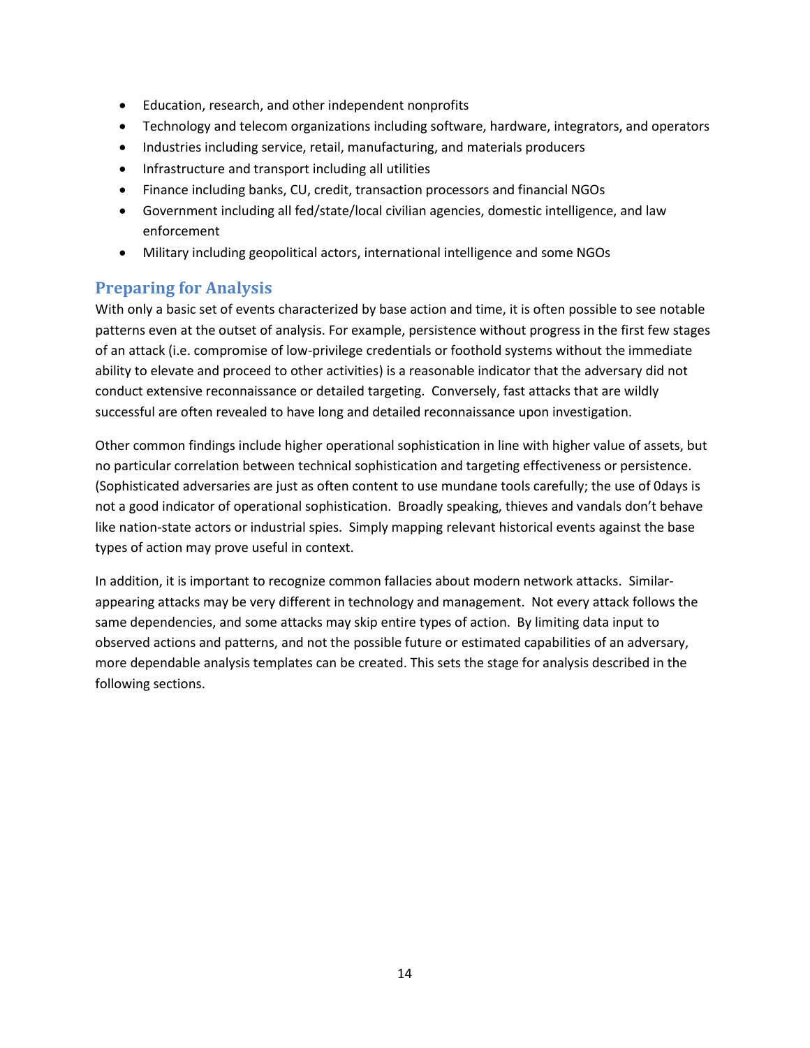- Education, research, and other independent nonprofits
- Technology and telecom organizations including software, hardware, integrators, and operators
- Industries including service, retail, manufacturing, and materials producers
- Infrastructure and transport including all utilities
- Finance including banks, CU, credit, transaction processors and financial NGOs
- Government including all fed/state/local civilian agencies, domestic intelligence, and law enforcement
- Military including geopolitical actors, international intelligence and some NGOs

## Preparing for Analysis

With only a basic set of events characterized by base action and time, it is often possible to see notable patterns even at the outset of analysis. For example, persistence without progress in the first few stages of an attack (i.e. compromise of low-privilege credentials or foothold systems without the immediate ability to elevate and proceed to other activities) is a reasonable indicator that the adversary did not conduct extensive reconnaissance or detailed targeting. Conversely, fast attacks that are wildly successful are often revealed to have long and detailed reconnaissance upon investigation.

Other common findings include higher operational sophistication in line with higher value of assets, but no particular correlation between technical sophistication and targeting effectiveness or persistence. (Sophisticated adversaries are just as often content to use mundane tools carefully; the use of 0days is not a good indicator of operational sophistication. Broadly speaking, thieves and vandals don't behave like nation-state actors or industrial spies. Simply mapping relevant historical events against the base types of action may prove useful in context.

In addition, it is important to recognize common fallacies about modern network attacks. Similar-appearing attacks may be very different in technology and management. Not every attack follows the same dependencies, and some attacks may skip entire types of action. By limiting data input to observed actions and patterns, and not the possible future or estimated capabilities of an adversary, more dependable analysis templates can be created. This sets the stage for analysis described in the following sections.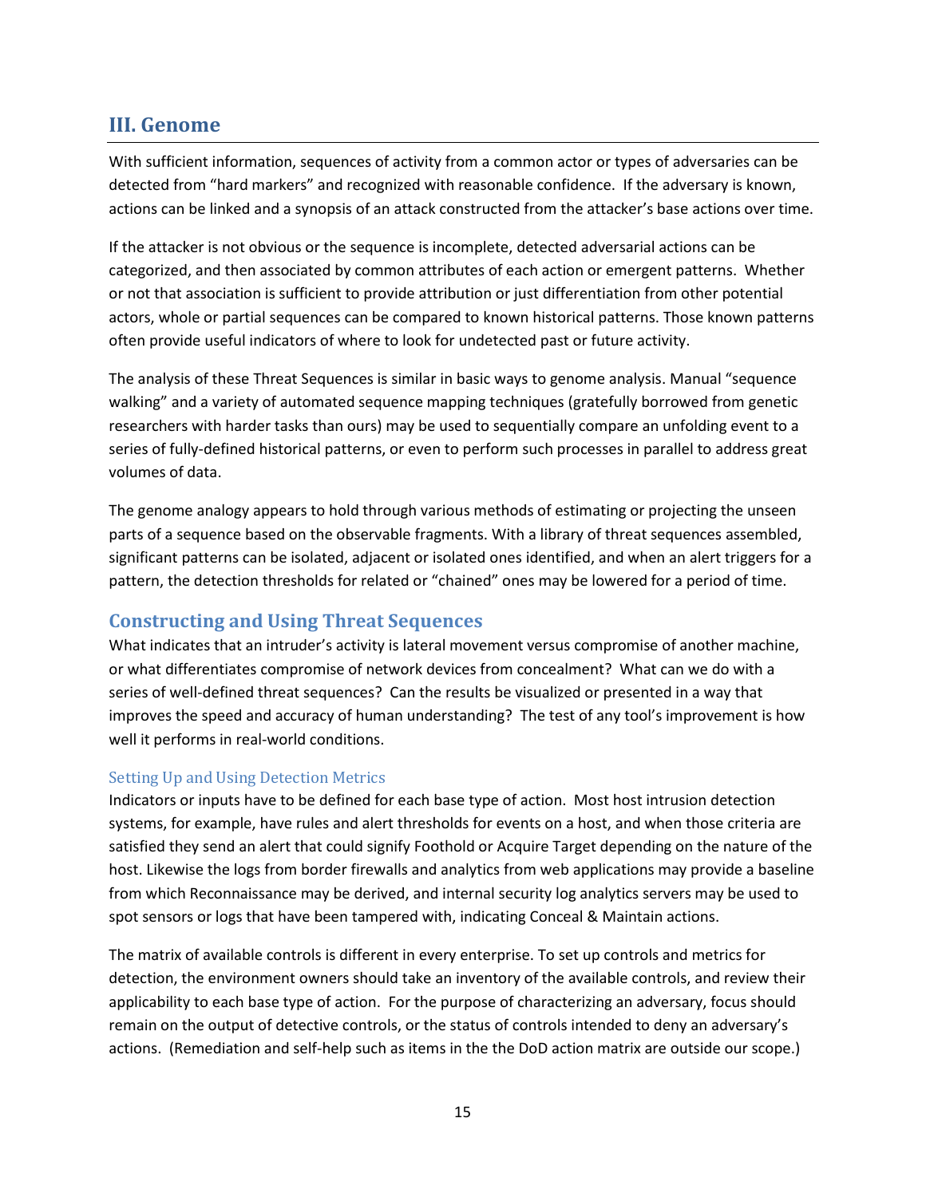## III. Genome

With sufficient information, sequences of activity from a common actor or types of adversaries can be detected from "hard markers" and recognized with reasonable confidence. If the adversary is known, actions can be linked and a synopsis of an attack constructed from the attacker's base actions over time.

If the attacker is not obvious or the sequence is incomplete, detected adversarial actions can be categorized, and then associated by common attributes of each action or emergent patterns. Whether or not that association is sufficient to provide attribution or just differentiation from other potential actors, whole or partial sequences can be compared to known historical patterns. Those known patterns often provide useful indicators of where to look for undetected past or future activity.

The analysis of these Threat Sequences is similar in basic ways to genome analysis. Manual "sequence walking" and a variety of automated sequence mapping techniques (gratefully borrowed from genetic researchers with harder tasks than ours) may be used to sequentially compare an unfolding event to a series of fully-defined historical patterns, or even to perform such processes in parallel to address great volumes of data.

The genome analogy appears to hold through various methods of estimating or projecting the unseen parts of a sequence based on the observable fragments. With a library of threat sequences assembled, significant patterns can be isolated, adjacent or isolated ones identified, and when an alert triggers for a pattern, the detection thresholds for related or "chained" ones may be lowered for a period of time.

### Constructing and Using Threat Sequences

What indicates that an intruder's activity is lateral movement versus compromise of another machine, or what differentiates compromise of network devices from concealment? What can we do with a series of well-defined threat sequences? Can the results be visualized or presented in a way that improves the speed and accuracy of human understanding? The test of any tool's improvement is how well it performs in real-world conditions.

#### Setting Up and Using Detection Metrics

Indicators or inputs have to be defined for each base type of action. Most host intrusion detection systems, for example, have rules and alert thresholds for events on a host, and when those criteria are satisfied they send an alert that could signify Foothold or Acquire Target depending on the nature of the host. Likewise the logs from border firewalls and analytics from web applications may provide a baseline from which Reconnaissance may be derived, and internal security log analytics servers may be used to spot sensors or logs that have been tampered with, indicating Conceal & Maintain actions.

The matrix of available controls is different in every enterprise. To set up controls and metrics for detection, the environment owners should take an inventory of the available controls, and review their applicability to each base type of action. For the purpose of characterizing an adversary, focus should remain on the output of detective controls, or the status of controls intended to deny an adversary's actions. (Remediation and self-help such as items in the the DoD action matrix are outside our scope.)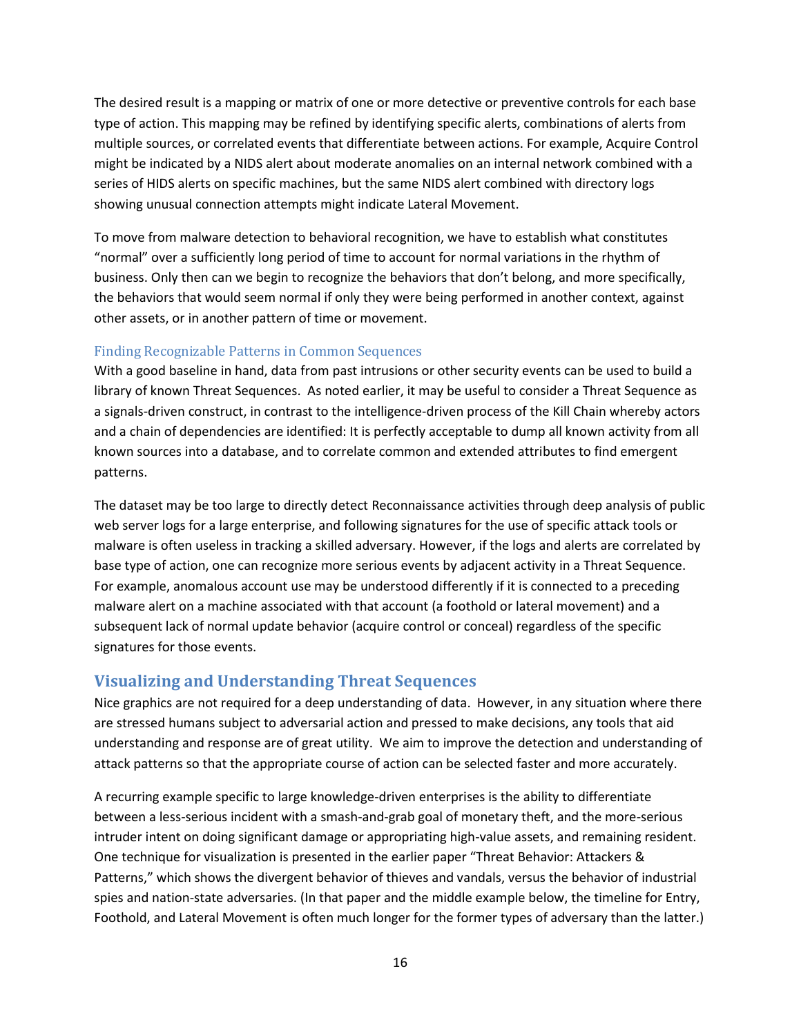The desired result is a mapping or matrix of one or more detective or preventive controls for each base type of action. This mapping may be refined by identifying specific alerts, combinations of alerts from multiple sources, or correlated events that differentiate between actions. For example, Acquire Control might be indicated by a NIDS alert about moderate anomalies on an internal network combined with a series of HIDS alerts on specific machines, but the same NIDS alert combined with directory logs showing unusual connection attempts might indicate Lateral Movement.

To move from malware detection to behavioral recognition, we have to establish what constitutes "normal" over a sufficiently long period of time to account for normal variations in the rhythm of business. Only then can we begin to recognize the behaviors that don't belong, and more specifically, the behaviors that would seem normal if only they were being performed in another context, against other assets, or in another pattern of time or movement.

### Finding Recognizable Patterns in Common Sequences

With a good baseline in hand, data from past intrusions or other security events can be used to build a library of known Threat Sequences. As noted earlier, it may be useful to consider a Threat Sequence as a signals-driven construct, in contrast to the intelligence-driven process of the Kill Chain whereby actors and a chain of dependencies are identified: It is perfectly acceptable to dump all known activity from all known sources into a database, and to correlate common and extended attributes to find emergent patterns.

The dataset may be too large to directly detect Reconnaissance activities through deep analysis of public web server logs for a large enterprise, and following signatures for the use of specific attack tools or malware is often useless in tracking a skilled adversary. However, if the logs and alerts are correlated by base type of action, one can recognize more serious events by adjacent activity in a Threat Sequence. For example, anomalous account use may be understood differently if it is connected to a preceding malware alert on a machine associated with that account (a foothold or lateral movement) and a subsequent lack of normal update behavior (acquire control or conceal) regardless of the specific signatures for those events.

## Visualizing and Understanding Threat Sequences

Nice graphics are not required for a deep understanding of data. However, in any situation where there are stressed humans subject to adversarial action and pressed to make decisions, any tools that aid understanding and response are of great utility. We aim to improve the detection and understanding of attack patterns so that the appropriate course of action can be selected faster and more accurately.

A recurring example specific to large knowledge-driven enterprises is the ability to differentiate between a less-serious incident with a smash-and-grab goal of monetary theft, and the more-serious intruder intent on doing significant damage or appropriating high-value assets, and remaining resident. One technique for visualization is presented in the earlier paper "Threat Behavior: Attackers & Patterns," which shows the divergent behavior of thieves and vandals, versus the behavior of industrial spies and nation-state adversaries. (In that paper and the middle example below, the timeline for Entry, Foothold, and Lateral Movement is often much longer for the former types of adversary than the latter.)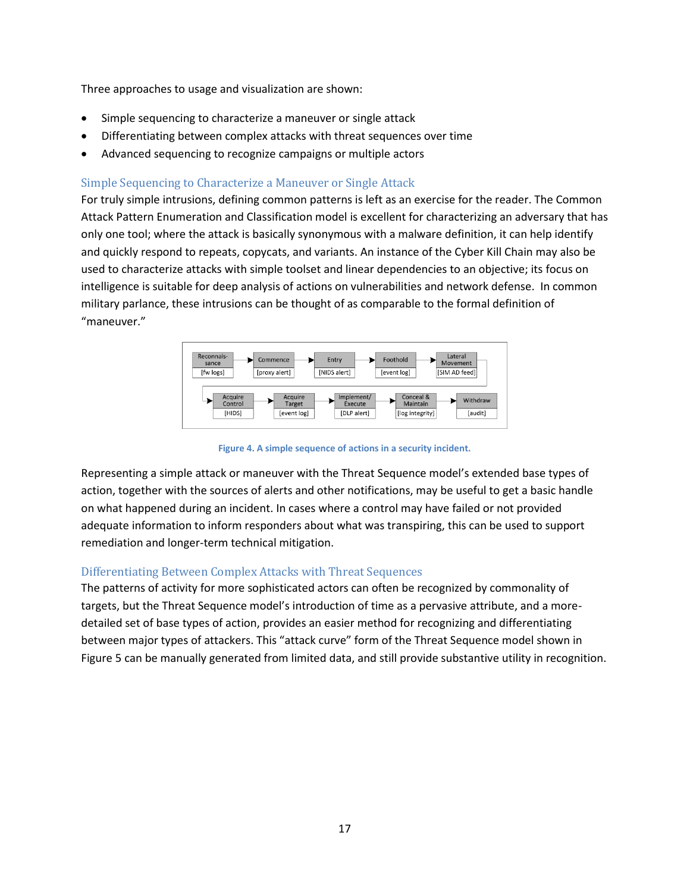Three approaches to usage and visualization are shown:

- Simple sequencing to characterize a maneuver or single attack
- Differentiating between complex attacks with threat sequences over time
- Advanced sequencing to recognize campaigns or multiple actors

### Simple Sequencing to Characterize a Maneuver or Single Attack

For truly simple intrusions, defining common patterns is left as an exercise for the reader. The Common Attack Pattern Enumeration and Classification model is excellent for characterizing an adversary that has only one tool; where the attack is basically synonymous with a malware definition, it can help identify and quickly respond to repeats, copycats, and variants. An instance of the Cyber Kill Chain may also be used to characterize attacks with simple toolset and linear dependencies to an objective; its focus on intelligence is suitable for deep analysis of actions on vulnerabilities and network defense. In common military parlance, these intrusions can be thought of as comparable to the formal definition of "maneuver."

Reconnaissance [fw logs] → Commence [proxy alert] → Entry [NIDS alert] → Foothold [event log] → Lateral Movement [SIM AD feed] → Acquire Control [HIDS] → Acquire Target [event log] → Implement/Execute [DLP alert] → Conceal & Maintain [log integrity] → Withdraw [audit]

**Figure 4. A simple sequence of actions in a security incident.**

Representing a simple attack or maneuver with the Threat Sequence model's extended base types of action, together with the sources of alerts and other notifications, may be useful to get a basic handle on what happened during an incident. In cases where a control may have failed or not provided adequate information to inform responders about what was transpiring, this can be used to support remediation and longer-term technical mitigation.

### Differentiating Between Complex Attacks with Threat Sequences

The patterns of activity for more sophisticated actors can often be recognized by commonality of targets, but the Threat Sequence model's introduction of time as a pervasive attribute, and a more-detailed set of base types of action, provides an easier method for recognizing and differentiating between major types of attackers. This "attack curve" form of the Threat Sequence model shown in Figure 5 can be manually generated from limited data, and still provide substantive utility in recognition.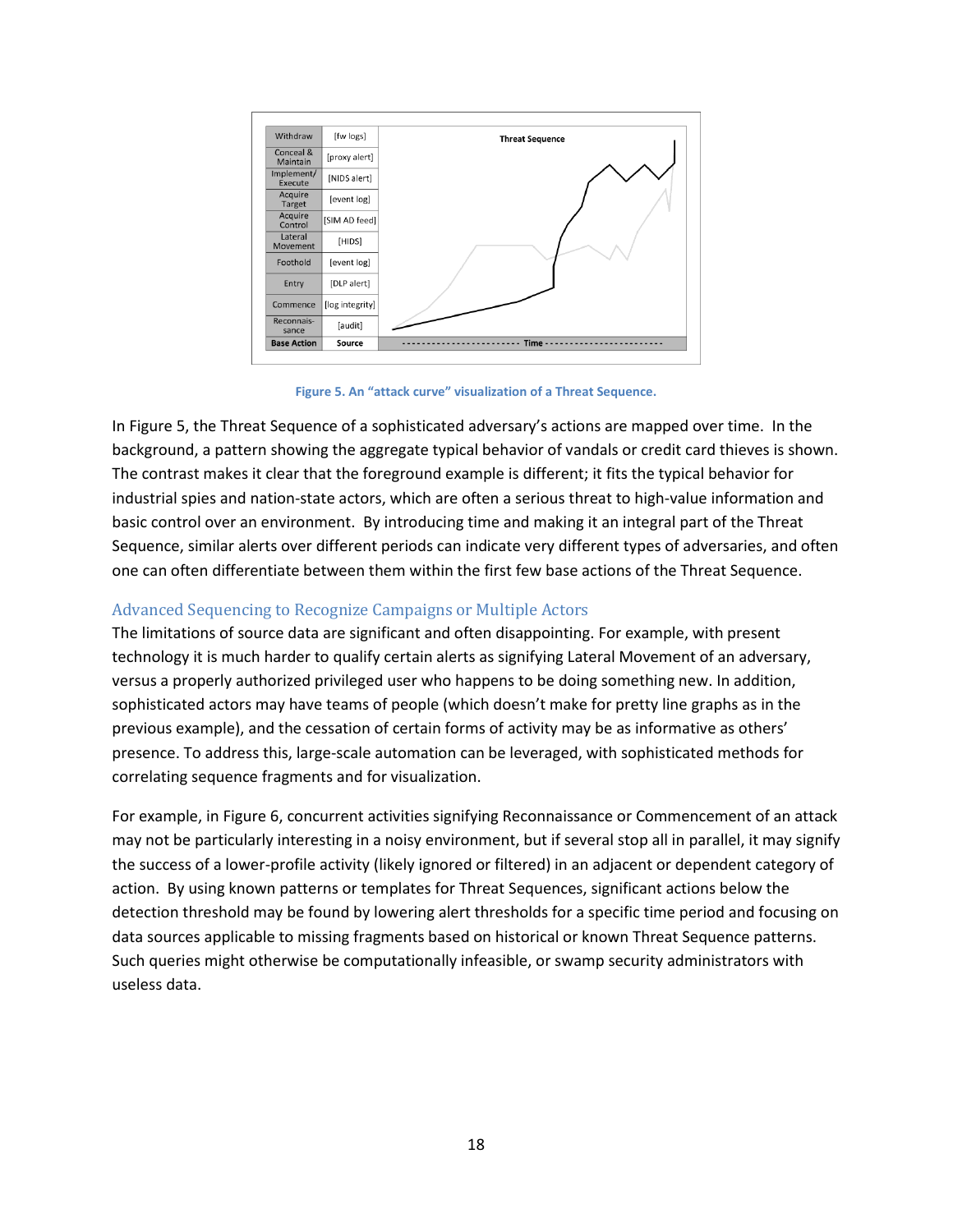| Withdraw | [fw logs] |
| --- | --- |
| Conceal & Maintain | [proxy alert] |
| Implement/ Execute | [NIDS alert] |
| Acquire Target | [event log] |
| Acquire Control | [SIM AD feed] |
| Lateral Movement | [HIDS] |
| Foothold | [event log] |
| Entry | [DLP alert] |
| Commence | [log integrity] |
| Reconnais-sance | [audit] |
| **Base Action** | **Source** |

**Threat Sequence**

------------------------ Time ------------------------

Figure 5. An "attack curve" visualization of a Threat Sequence.

In Figure 5, the Threat Sequence of a sophisticated adversary's actions are mapped over time. In the background, a pattern showing the aggregate typical behavior of vandals or credit card thieves is shown. The contrast makes it clear that the foreground example is different; it fits the typical behavior for industrial spies and nation-state actors, which are often a serious threat to high-value information and basic control over an environment. By introducing time and making it an integral part of the Threat Sequence, similar alerts over different periods can indicate very different types of adversaries, and often one can often differentiate between them within the first few base actions of the Threat Sequence.

## Advanced Sequencing to Recognize Campaigns or Multiple Actors

The limitations of source data are significant and often disappointing. For example, with present technology it is much harder to qualify certain alerts as signifying Lateral Movement of an adversary, versus a properly authorized privileged user who happens to be doing something new. In addition, sophisticated actors may have teams of people (which doesn't make for pretty line graphs as in the previous example), and the cessation of certain forms of activity may be as informative as others' presence. To address this, large-scale automation can be leveraged, with sophisticated methods for correlating sequence fragments and for visualization.

For example, in Figure 6, concurrent activities signifying Reconnaissance or Commencement of an attack may not be particularly interesting in a noisy environment, but if several stop all in parallel, it may signify the success of a lower-profile activity (likely ignored or filtered) in an adjacent or dependent category of action. By using known patterns or templates for Threat Sequences, significant actions below the detection threshold may be found by lowering alert thresholds for a specific time period and focusing on data sources applicable to missing fragments based on historical or known Threat Sequence patterns. Such queries might otherwise be computationally infeasible, or swamp security administrators with useless data.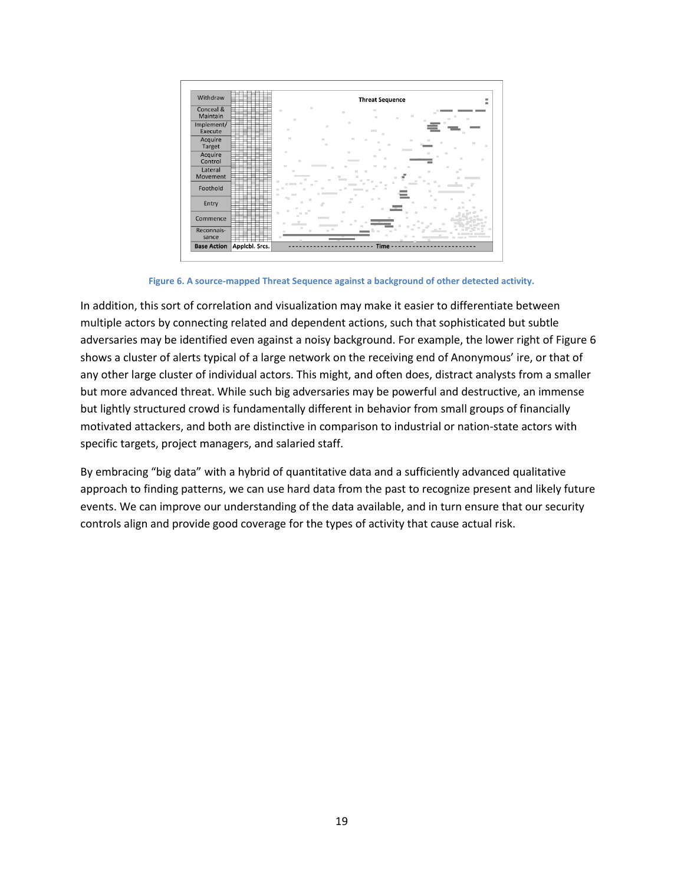Figure 6. A source-mapped Threat Sequence against a background of other detected activity.

In addition, this sort of correlation and visualization may make it easier to differentiate between multiple actors by connecting related and dependent actions, such that sophisticated but subtle adversaries may be identified even against a noisy background. For example, the lower right of Figure 6 shows a cluster of alerts typical of a large network on the receiving end of Anonymous' ire, or that of any other large cluster of individual actors. This might, and often does, distract analysts from a smaller but more advanced threat. While such big adversaries may be powerful and destructive, an immense but lightly structured crowd is fundamentally different in behavior from small groups of financially motivated attackers, and both are distinctive in comparison to industrial or nation-state actors with specific targets, project managers, and salaried staff.

By embracing "big data" with a hybrid of quantitative data and a sufficiently advanced qualitative approach to finding patterns, we can use hard data from the past to recognize present and likely future events. We can improve our understanding of the data available, and in turn ensure that our security controls align and provide good coverage for the types of activity that cause actual risk.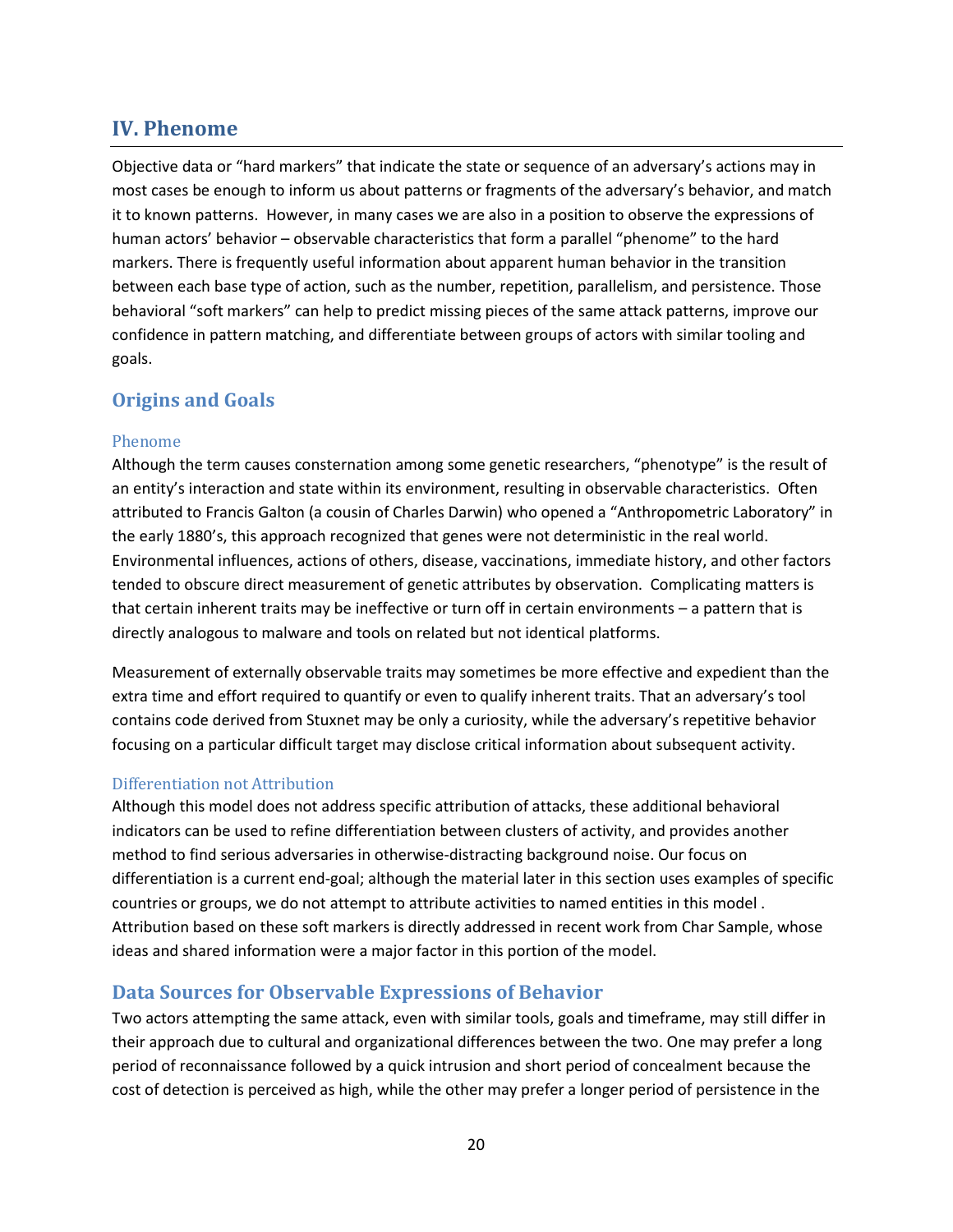## IV. Phenome

Objective data or "hard markers" that indicate the state or sequence of an adversary's actions may in most cases be enough to inform us about patterns or fragments of the adversary's behavior, and match it to known patterns. However, in many cases we are also in a position to observe the expressions of human actors' behavior – observable characteristics that form a parallel "phenome" to the hard markers. There is frequently useful information about apparent human behavior in the transition between each base type of action, such as the number, repetition, parallelism, and persistence. Those behavioral "soft markers" can help to predict missing pieces of the same attack patterns, improve our confidence in pattern matching, and differentiate between groups of actors with similar tooling and goals.

### Origins and Goals

#### Phenome

Although the term causes consternation among some genetic researchers, "phenotype" is the result of an entity's interaction and state within its environment, resulting in observable characteristics. Often attributed to Francis Galton (a cousin of Charles Darwin) who opened a "Anthropometric Laboratory" in the early 1880's, this approach recognized that genes were not deterministic in the real world. Environmental influences, actions of others, disease, vaccinations, immediate history, and other factors tended to obscure direct measurement of genetic attributes by observation. Complicating matters is that certain inherent traits may be ineffective or turn off in certain environments – a pattern that is directly analogous to malware and tools on related but not identical platforms.

Measurement of externally observable traits may sometimes be more effective and expedient than the extra time and effort required to quantify or even to qualify inherent traits. That an adversary's tool contains code derived from Stuxnet may be only a curiosity, while the adversary's repetitive behavior focusing on a particular difficult target may disclose critical information about subsequent activity.

#### Differentiation not Attribution

Although this model does not address specific attribution of attacks, these additional behavioral indicators can be used to refine differentiation between clusters of activity, and provides another method to find serious adversaries in otherwise-distracting background noise. Our focus on differentiation is a current end-goal; although the material later in this section uses examples of specific countries or groups, we do not attempt to attribute activities to named entities in this model . Attribution based on these soft markers is directly addressed in recent work from Char Sample, whose ideas and shared information were a major factor in this portion of the model.

### Data Sources for Observable Expressions of Behavior

Two actors attempting the same attack, even with similar tools, goals and timeframe, may still differ in their approach due to cultural and organizational differences between the two. One may prefer a long period of reconnaissance followed by a quick intrusion and short period of concealment because the cost of detection is perceived as high, while the other may prefer a longer period of persistence in the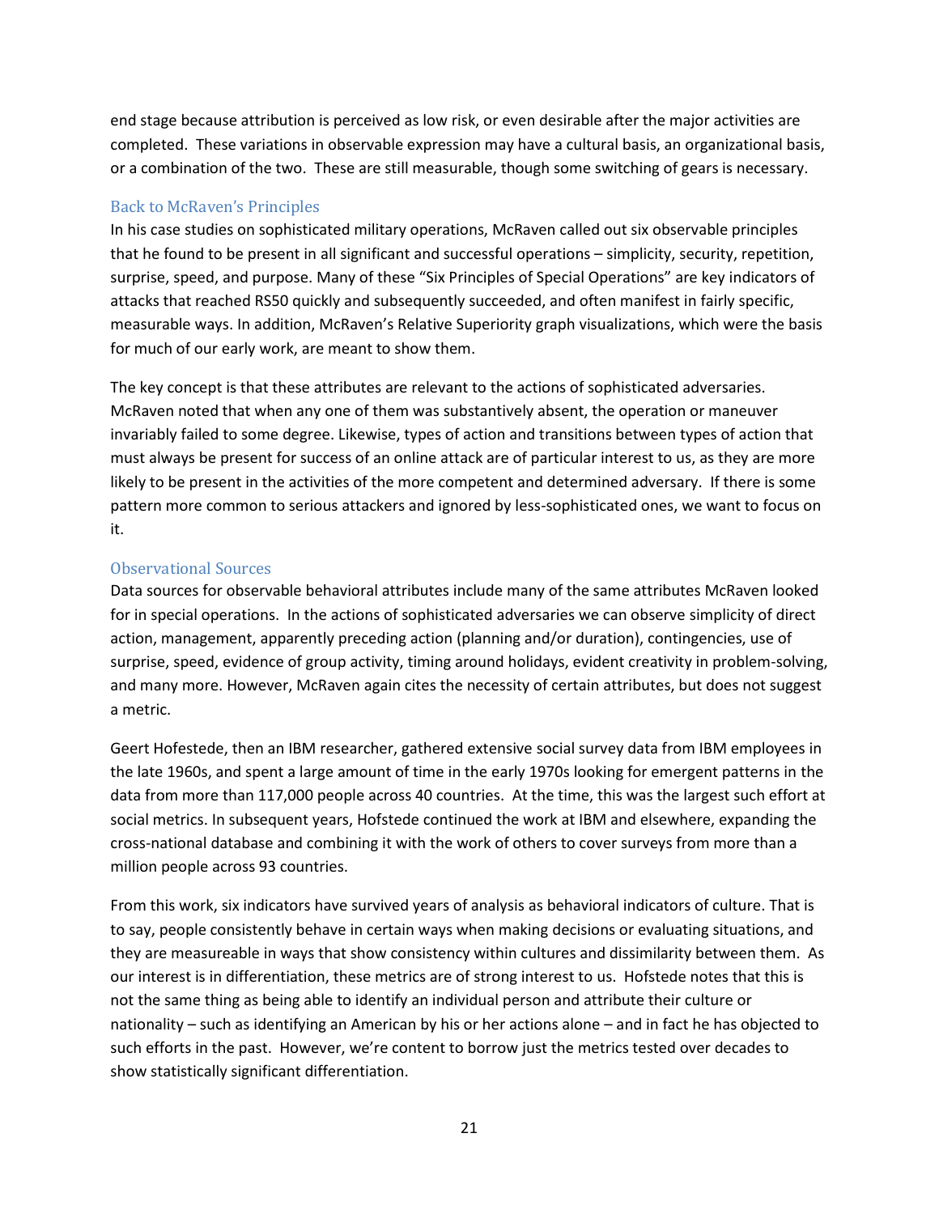end stage because attribution is perceived as low risk, or even desirable after the major activities are completed. These variations in observable expression may have a cultural basis, an organizational basis, or a combination of the two. These are still measurable, though some switching of gears is necessary.

### Back to McRaven's Principles

In his case studies on sophisticated military operations, McRaven called out six observable principles that he found to be present in all significant and successful operations – simplicity, security, repetition, surprise, speed, and purpose. Many of these "Six Principles of Special Operations" are key indicators of attacks that reached RS50 quickly and subsequently succeeded, and often manifest in fairly specific, measurable ways. In addition, McRaven's Relative Superiority graph visualizations, which were the basis for much of our early work, are meant to show them.

The key concept is that these attributes are relevant to the actions of sophisticated adversaries. McRaven noted that when any one of them was substantively absent, the operation or maneuver invariably failed to some degree. Likewise, types of action and transitions between types of action that must always be present for success of an online attack are of particular interest to us, as they are more likely to be present in the activities of the more competent and determined adversary. If there is some pattern more common to serious attackers and ignored by less-sophisticated ones, we want to focus on it.

### Observational Sources

Data sources for observable behavioral attributes include many of the same attributes McRaven looked for in special operations. In the actions of sophisticated adversaries we can observe simplicity of direct action, management, apparently preceding action (planning and/or duration), contingencies, use of surprise, speed, evidence of group activity, timing around holidays, evident creativity in problem-solving, and many more. However, McRaven again cites the necessity of certain attributes, but does not suggest a metric.

Geert Hofestede, then an IBM researcher, gathered extensive social survey data from IBM employees in the late 1960s, and spent a large amount of time in the early 1970s looking for emergent patterns in the data from more than 117,000 people across 40 countries. At the time, this was the largest such effort at social metrics. In subsequent years, Hofstede continued the work at IBM and elsewhere, expanding the cross-national database and combining it with the work of others to cover surveys from more than a million people across 93 countries.

From this work, six indicators have survived years of analysis as behavioral indicators of culture. That is to say, people consistently behave in certain ways when making decisions or evaluating situations, and they are measureable in ways that show consistency within cultures and dissimilarity between them. As our interest is in differentiation, these metrics are of strong interest to us. Hofstede notes that this is not the same thing as being able to identify an individual person and attribute their culture or nationality – such as identifying an American by his or her actions alone – and in fact he has objected to such efforts in the past. However, we're content to borrow just the metrics tested over decades to show statistically significant differentiation.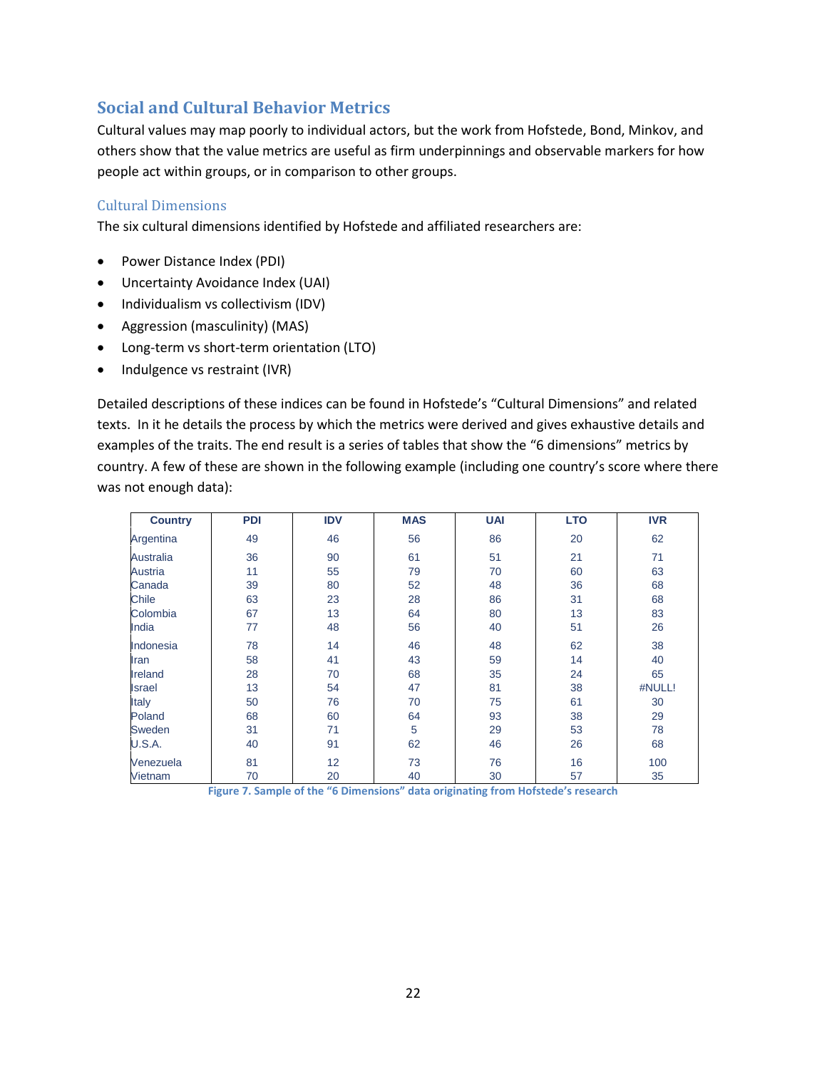## Social and Cultural Behavior Metrics

Cultural values may map poorly to individual actors, but the work from Hofstede, Bond, Minkov, and others show that the value metrics are useful as firm underpinnings and observable markers for how people act within groups, or in comparison to other groups.

### Cultural Dimensions

The six cultural dimensions identified by Hofstede and affiliated researchers are:

- Power Distance Index (PDI)
- Uncertainty Avoidance Index (UAI)
- Individualism vs collectivism (IDV)
- Aggression (masculinity) (MAS)
- Long-term vs short-term orientation (LTO)
- Indulgence vs restraint (IVR)

Detailed descriptions of these indices can be found in Hofstede's "Cultural Dimensions" and related texts. In it he details the process by which the metrics were derived and gives exhaustive details and examples of the traits. The end result is a series of tables that show the "6 dimensions" metrics by country. A few of these are shown in the following example (including one country's score where there was not enough data):

| Country | PDI | IDV | MAS | UAI | LTO | IVR |
|---|---|---|---|---|---|---|
| Argentina | 49 | 46 | 56 | 86 | 20 | 62 |
| Australia | 36 | 90 | 61 | 51 | 21 | 71 |
| Austria | 11 | 55 | 79 | 70 | 60 | 63 |
| Canada | 39 | 80 | 52 | 48 | 36 | 68 |
| Chile | 63 | 23 | 28 | 86 | 31 | 68 |
| Colombia | 67 | 13 | 64 | 80 | 13 | 83 |
| India | 77 | 48 | 56 | 40 | 51 | 26 |
| Indonesia | 78 | 14 | 46 | 48 | 62 | 38 |
| Iran | 58 | 41 | 43 | 59 | 14 | 40 |
| Ireland | 28 | 70 | 68 | 35 | 24 | 65 |
| Israel | 13 | 54 | 47 | 81 | 38 | #NULL! |
| Italy | 50 | 76 | 70 | 75 | 61 | 30 |
| Poland | 68 | 60 | 64 | 93 | 38 | 29 |
| Sweden | 31 | 71 | 5 | 29 | 53 | 78 |
| U.S.A. | 40 | 91 | 62 | 46 | 26 | 68 |
| Venezuela | 81 | 12 | 73 | 76 | 16 | 100 |
| Vietnam | 70 | 20 | 40 | 30 | 57 | 35 |

**Figure 7. Sample of the "6 Dimensions" data originating from Hofstede's research**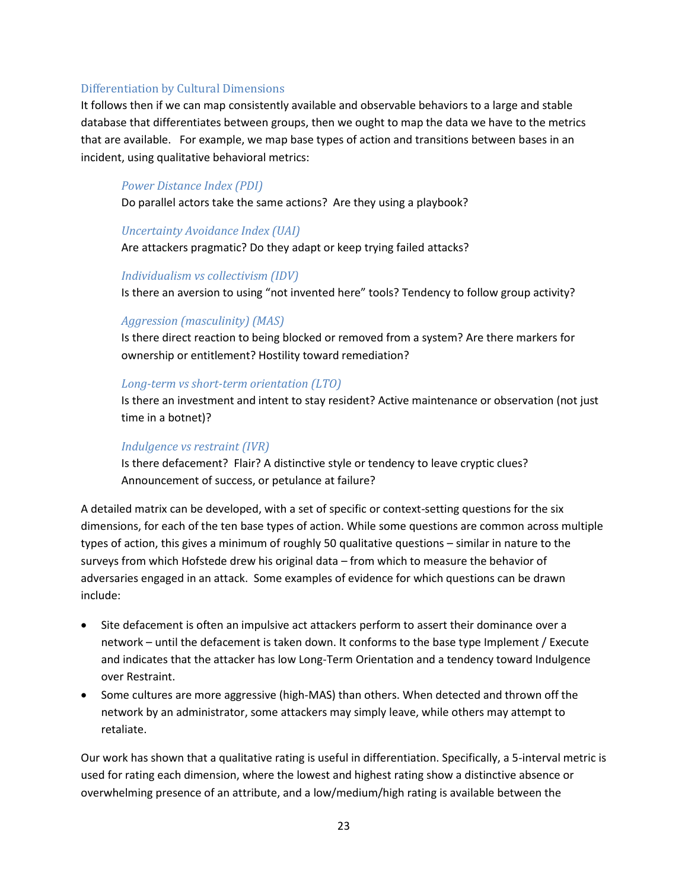## Differentiation by Cultural Dimensions

It follows then if we can map consistently available and observable behaviors to a large and stable database that differentiates between groups, then we ought to map the data we have to the metrics that are available. For example, we map base types of action and transitions between bases in an incident, using qualitative behavioral metrics:

> *Power Distance Index (PDI)*
>
> Do parallel actors take the same actions? Are they using a playbook?
>
> *Uncertainty Avoidance Index (UAI)*
>
> Are attackers pragmatic? Do they adapt or keep trying failed attacks?
>
> *Individualism vs collectivism (IDV)*
>
> Is there an aversion to using “not invented here” tools? Tendency to follow group activity?
>
> *Aggression (masculinity) (MAS)*
>
> Is there direct reaction to being blocked or removed from a system? Are there markers for ownership or entitlement? Hostility toward remediation?
>
> *Long-term vs short-term orientation (LTO)*
>
> Is there an investment and intent to stay resident? Active maintenance or observation (not just time in a botnet)?
>
> *Indulgence vs restraint (IVR)*
>
> Is there defacement? Flair? A distinctive style or tendency to leave cryptic clues? Announcement of success, or petulance at failure?

A detailed matrix can be developed, with a set of specific or context-setting questions for the six dimensions, for each of the ten base types of action. While some questions are common across multiple types of action, this gives a minimum of roughly 50 qualitative questions – similar in nature to the surveys from which Hofstede drew his original data – from which to measure the behavior of adversaries engaged in an attack. Some examples of evidence for which questions can be drawn include:

- Site defacement is often an impulsive act attackers perform to assert their dominance over a network – until the defacement is taken down. It conforms to the base type Implement / Execute and indicates that the attacker has low Long-Term Orientation and a tendency toward Indulgence over Restraint.
- Some cultures are more aggressive (high-MAS) than others. When detected and thrown off the network by an administrator, some attackers may simply leave, while others may attempt to retaliate.

Our work has shown that a qualitative rating is useful in differentiation. Specifically, a 5-interval metric is used for rating each dimension, where the lowest and highest rating show a distinctive absence or overwhelming presence of an attribute, and a low/medium/high rating is available between the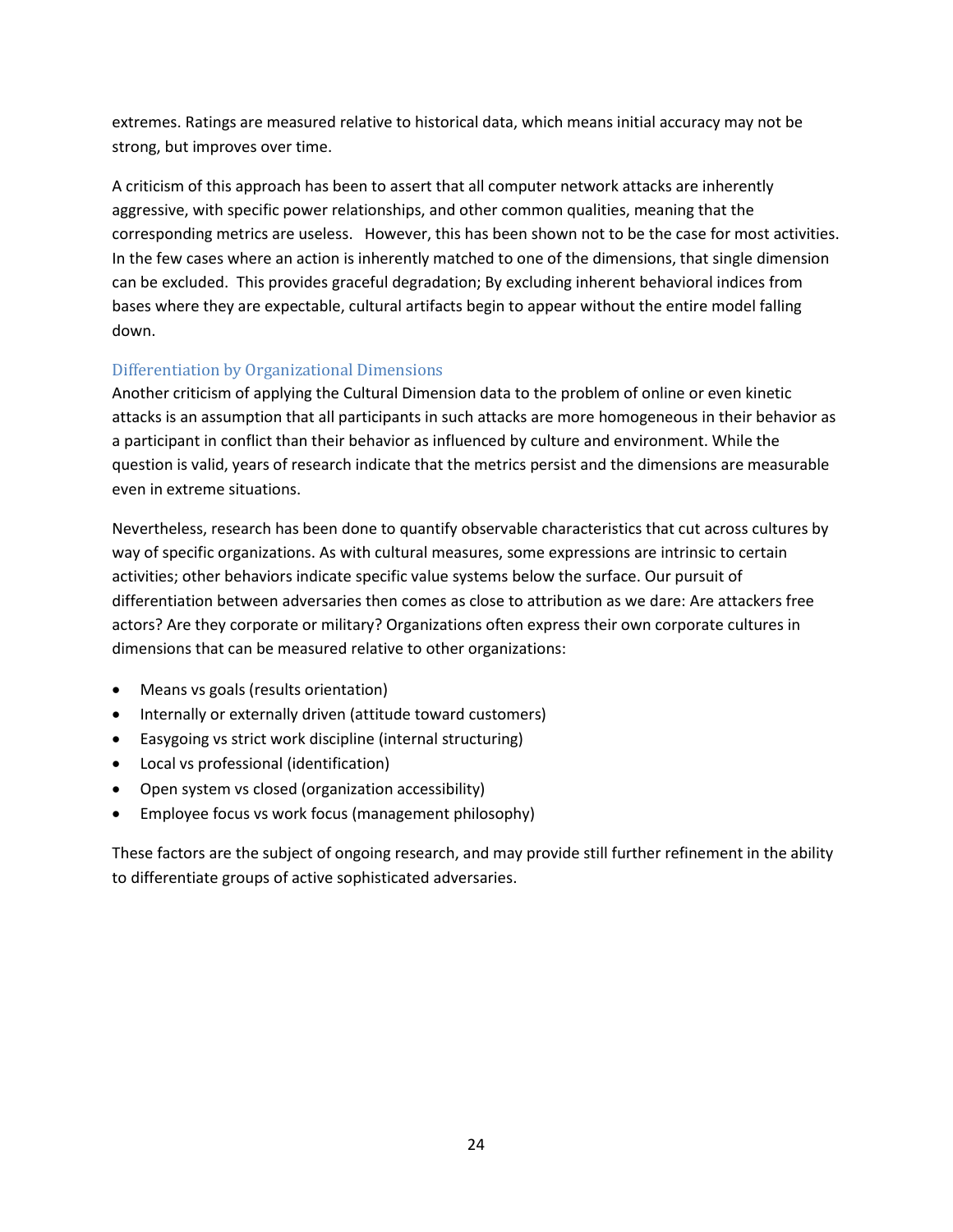extremes. Ratings are measured relative to historical data, which means initial accuracy may not be strong, but improves over time.

A criticism of this approach has been to assert that all computer network attacks are inherently aggressive, with specific power relationships, and other common qualities, meaning that the corresponding metrics are useless. However, this has been shown not to be the case for most activities. In the few cases where an action is inherently matched to one of the dimensions, that single dimension can be excluded. This provides graceful degradation; By excluding inherent behavioral indices from bases where they are expectable, cultural artifacts begin to appear without the entire model falling down.

### Differentiation by Organizational Dimensions

Another criticism of applying the Cultural Dimension data to the problem of online or even kinetic attacks is an assumption that all participants in such attacks are more homogeneous in their behavior as a participant in conflict than their behavior as influenced by culture and environment. While the question is valid, years of research indicate that the metrics persist and the dimensions are measurable even in extreme situations.

Nevertheless, research has been done to quantify observable characteristics that cut across cultures by way of specific organizations. As with cultural measures, some expressions are intrinsic to certain activities; other behaviors indicate specific value systems below the surface. Our pursuit of differentiation between adversaries then comes as close to attribution as we dare: Are attackers free actors? Are they corporate or military? Organizations often express their own corporate cultures in dimensions that can be measured relative to other organizations:

- Means vs goals (results orientation)
- Internally or externally driven (attitude toward customers)
- Easygoing vs strict work discipline (internal structuring)
- Local vs professional (identification)
- Open system vs closed (organization accessibility)
- Employee focus vs work focus (management philosophy)

These factors are the subject of ongoing research, and may provide still further refinement in the ability to differentiate groups of active sophisticated adversaries.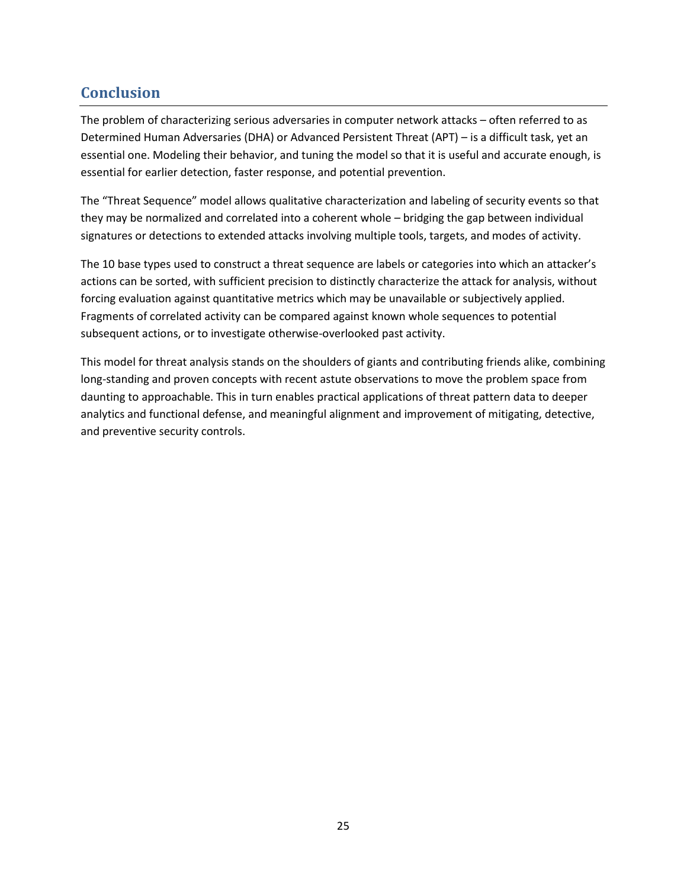## Conclusion

The problem of characterizing serious adversaries in computer network attacks – often referred to as Determined Human Adversaries (DHA) or Advanced Persistent Threat (APT) – is a difficult task, yet an essential one. Modeling their behavior, and tuning the model so that it is useful and accurate enough, is essential for earlier detection, faster response, and potential prevention.

The "Threat Sequence" model allows qualitative characterization and labeling of security events so that they may be normalized and correlated into a coherent whole – bridging the gap between individual signatures or detections to extended attacks involving multiple tools, targets, and modes of activity.

The 10 base types used to construct a threat sequence are labels or categories into which an attacker's actions can be sorted, with sufficient precision to distinctly characterize the attack for analysis, without forcing evaluation against quantitative metrics which may be unavailable or subjectively applied. Fragments of correlated activity can be compared against known whole sequences to potential subsequent actions, or to investigate otherwise-overlooked past activity.

This model for threat analysis stands on the shoulders of giants and contributing friends alike, combining long-standing and proven concepts with recent astute observations to move the problem space from daunting to approachable. This in turn enables practical applications of threat pattern data to deeper analytics and functional defense, and meaningful alignment and improvement of mitigating, detective, and preventive security controls.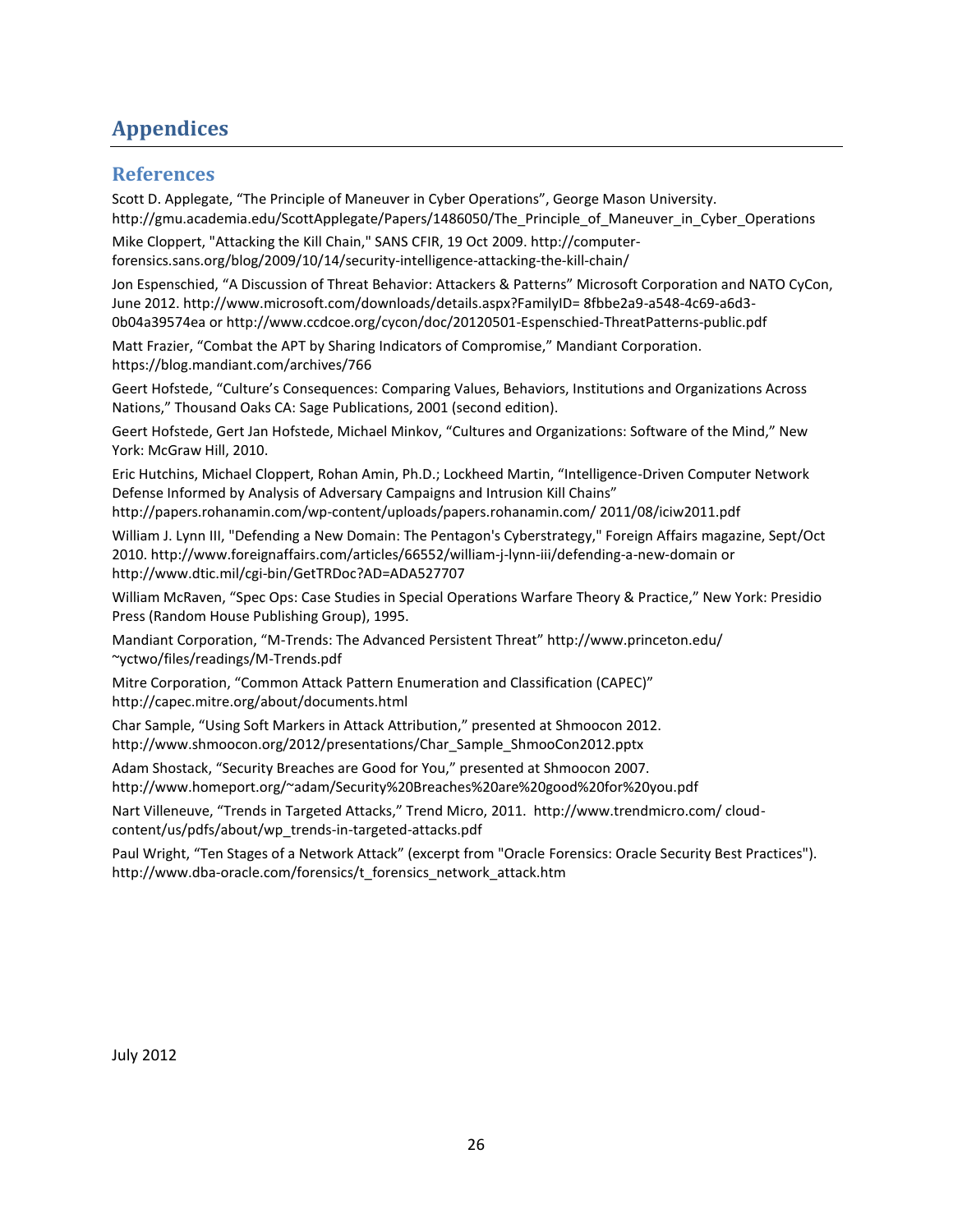# Appendices

## References

Scott D. Applegate, “The Principle of Maneuver in Cyber Operations”, George Mason University. http://gmu.academia.edu/ScottApplegate/Papers/1486050/The_Principle_of_Maneuver_in_Cyber_Operations

Mike Cloppert, "Attacking the Kill Chain," SANS CFIR, 19 Oct 2009. http://computer-forensics.sans.org/blog/2009/10/14/security-intelligence-attacking-the-kill-chain/

Jon Espenschied, “A Discussion of Threat Behavior: Attackers & Patterns” Microsoft Corporation and NATO CyCon, June 2012. http://www.microsoft.com/downloads/details.aspx?FamilyID= 8fbbe2a9-a548-4c69-a6d3-0b04a39574ea or http://www.ccdcoe.org/cycon/doc/20120501-Espenschied-ThreatPatterns-public.pdf

Matt Frazier, “Combat the APT by Sharing Indicators of Compromise,” Mandiant Corporation. https://blog.mandiant.com/archives/766

Geert Hofstede, “Culture’s Consequences: Comparing Values, Behaviors, Institutions and Organizations Across Nations,” Thousand Oaks CA: Sage Publications, 2001 (second edition).

Geert Hofstede, Gert Jan Hofstede, Michael Minkov, “Cultures and Organizations: Software of the Mind,” New York: McGraw Hill, 2010.

Eric Hutchins, Michael Cloppert, Rohan Amin, Ph.D.; Lockheed Martin, “Intelligence-Driven Computer Network Defense Informed by Analysis of Adversary Campaigns and Intrusion Kill Chains” http://papers.rohanamin.com/wp-content/uploads/papers.rohanamin.com/ 2011/08/iciw2011.pdf

William J. Lynn III, "Defending a New Domain: The Pentagon's Cyberstrategy," Foreign Affairs magazine, Sept/Oct 2010. http://www.foreignaffairs.com/articles/66552/william-j-lynn-iii/defending-a-new-domain or http://www.dtic.mil/cgi-bin/GetTRDoc?AD=ADA527707

William McRaven, “Spec Ops: Case Studies in Special Operations Warfare Theory & Practice,” New York: Presidio Press (Random House Publishing Group), 1995.

Mandiant Corporation, “M-Trends: The Advanced Persistent Threat” http://www.princeton.edu/ ~yctwo/files/readings/M-Trends.pdf

Mitre Corporation, “Common Attack Pattern Enumeration and Classification (CAPEC)” http://capec.mitre.org/about/documents.html

Char Sample, “Using Soft Markers in Attack Attribution,” presented at Shmoocon 2012. http://www.shmoocon.org/2012/presentations/Char_Sample_ShmooCon2012.pptx

Adam Shostack, “Security Breaches are Good for You,” presented at Shmoocon 2007. http://www.homeport.org/~adam/Security%20Breaches%20are%20good%20for%20you.pdf

Nart Villeneuve, “Trends in Targeted Attacks,” Trend Micro, 2011. http://www.trendmicro.com/ cloud-content/us/pdfs/about/wp_trends-in-targeted-attacks.pdf

Paul Wright, “Ten Stages of a Network Attack” (excerpt from "Oracle Forensics: Oracle Security Best Practices"). http://www.dba-oracle.com/forensics/t_forensics_network_attack.htm

July 2012